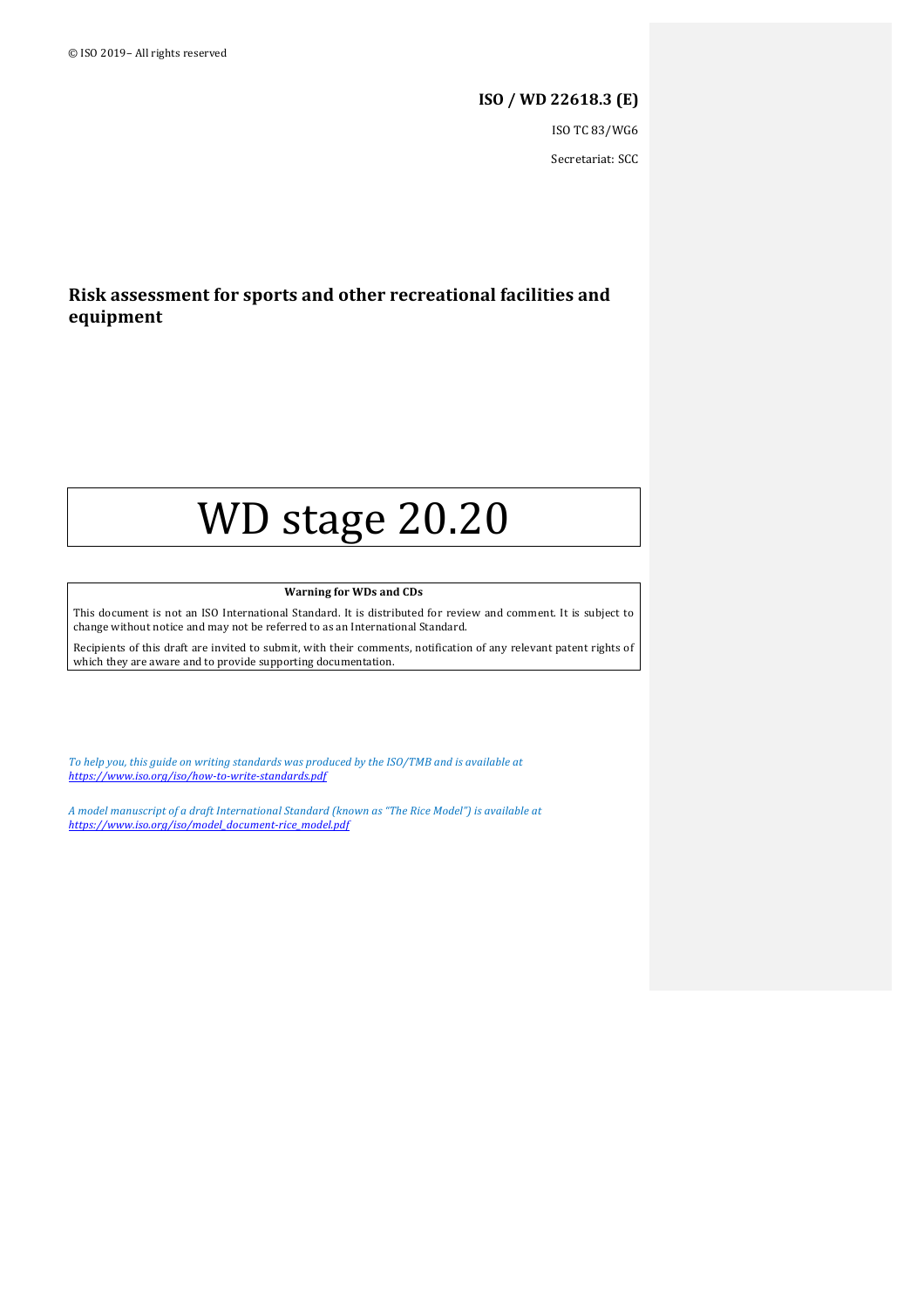© ISO 2019– All rights reserved

**ISO / WD 22618.3 (E)**

ISO TC 83/WG6

Secretariat: SCC

# Risk assessment for sports and other recreational facilities and equipment

# WD stage 20.20

**Warning for WDs and CDs**

This document is not an ISO International Standard. It is distributed for review and comment. It is subject to change without notice and may not be referred to as an International Standard.

Recipients of this draft are invited to submit, with their comments, notification of any relevant patent rights of which they are aware and to provide supporting documentation.

*To help you, this guide on writing standards was produced by the ISO/TMB and is available at* *https://www.iso.org/iso/how-to-write-standards.pdf*

*A model manuscript of a draft International Standard (known as "The Rice Model") is available at* *https://www.iso.org/iso/model_document-rice_model.pdf*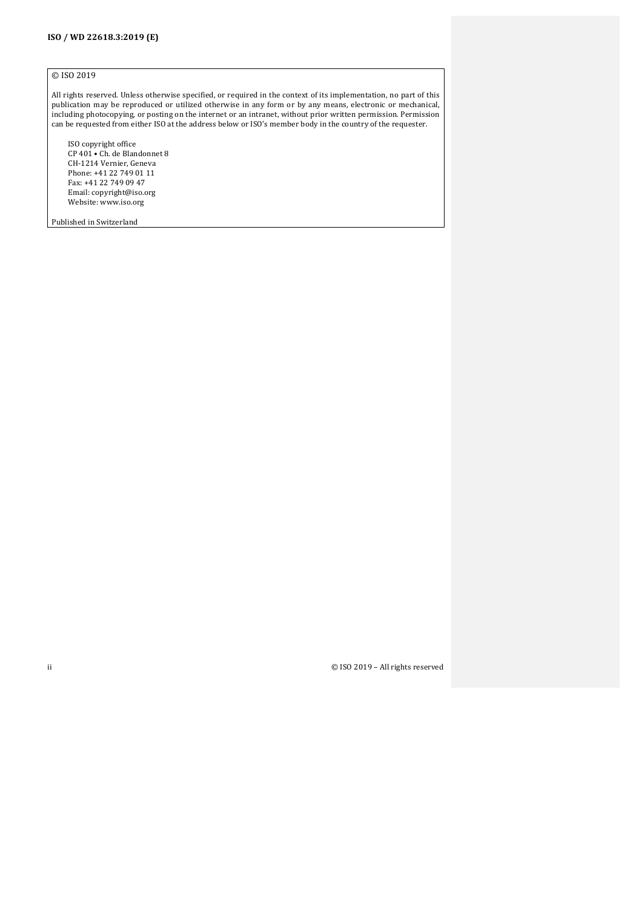© ISO 2019

All rights reserved. Unless otherwise specified, or required in the context of its implementation, no part of this publication may be reproduced or utilized otherwise in any form or by any means, electronic or mechanical, including photocopying, or posting on the internet or an intranet, without prior written permission. Permission can be requested from either ISO at the address below or ISO's member body in the country of the requester.

ISO copyright office
CP 401 • Ch. de Blandonnet 8
CH-1214 Vernier, Geneva
Phone: +41 22 749 01 11
Fax: +41 22 749 09 47
Email: copyright@iso.org
Website: www.iso.org

Published in Switzerland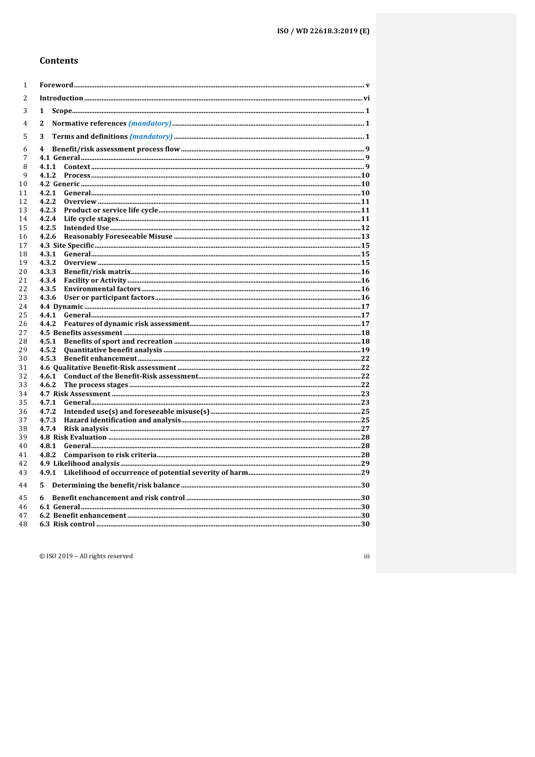# Contents

Foreword ........ v

Introduction ........ vi

1 Scope ........ 1

2 Normative references *(mandatory)* ........ 1

3 Terms and definitions *(mandatory)* ........ 1

4 Benefit/risk assessment process flow ........ 9

4.1 General ........ 9

4.1.1 Context ........ 9

4.1.2 Process ........ 10

4.2 Generic ........ 10

4.2.1 General ........ 10

4.2.2 Overview ........ 11

4.2.3 Product or service life cycle ........ 11

4.2.4 Life cycle stages ........ 11

4.2.5 Intended Use ........ 12

4.2.6 Reasonably Foreseeable Misuse ........ 13

4.3 Site Specific ........ 15

4.3.1 General ........ 15

4.3.2 Overview ........ 15

4.3.3 Benefit/risk matrix ........ 16

4.3.4 Facility or Activity ........ 16

4.3.5 Environmental factors ........ 16

4.3.6 User or participant factors ........ 16

4.4 Dynamic ........ 17

4.4.1 General ........ 17

4.4.2 Features of dynamic risk assessment ........ 17

4.5 Benefits assessment ........ 18

4.5.1 Benefits of sport and recreation ........ 18

4.5.2 Quantitative benefit analysis ........ 19

4.5.3 Benefit enhancement ........ 22

4.6 Qualitative Benefit-Risk assessment ........ 22

4.6.1 Conduct of the Benefit-Risk assessment ........ 22

4.6.2 The process stages ........ 22

4.7 Risk Assessment ........ 23

4.7.1 General ........ 23

4.7.2 Intended use(s) and foreseeable misuse(s) ........ 25

4.7.3 Hazard identification and analysis ........ 25

4.7.4 Risk analysis ........ 27

4.8 Risk Evaluation ........ 28

4.8.1 General ........ 28

4.8.2 Comparison to risk criteria ........ 28

4.9 Likelihood analysis ........ 29

4.9.1 Likelihood of occurrence of potential severity of harm ........ 29

5 Determining the benefit/risk balance ........ 30

6 Benefit enchancement and risk control ........ 30

6.1 General ........ 30

6.2 Benefit enhancement ........ 30

6.3 Risk control ........ 30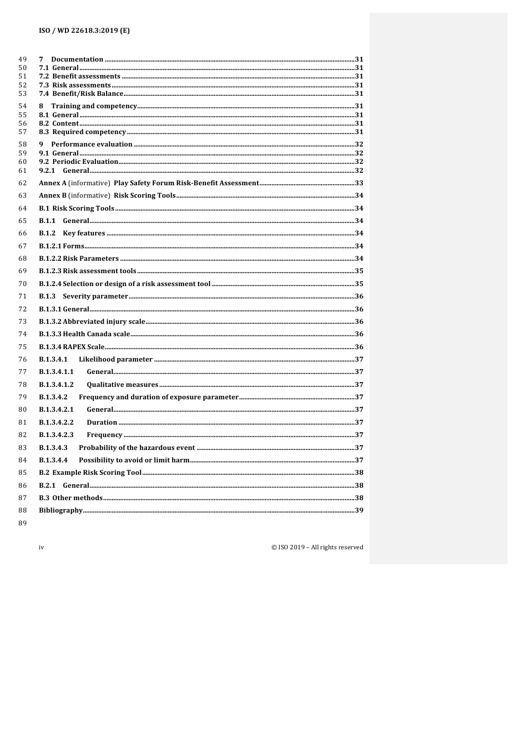7 Documentation ....................................................................................................................................... 31
7.1 General ................................................................................................................................................... 31
7.2 Benefit assessments ........................................................................................................................... 31
7.3 Risk assessments ................................................................................................................................. 31
7.4 Benefit/Risk Balance .......................................................................................................................... 31

8 Training and competency ..................................................................................................................... 31
8.1 General ................................................................................................................................................... 31
8.2 Content ................................................................................................................................................... 31
8.3 Required competency ......................................................................................................................... 31

9 Performance evaluation ........................................................................................................................ 32
9.1 General ................................................................................................................................................... 32
9.2 Periodic Evaluation ............................................................................................................................. 32
9.2.1 General ............................................................................................................................................... 32

Annex A (informative) Play Safety Forum Risk-Benefit Assessment ....................................................... 33

Annex B (informative) Risk Scoring Tools ...................................................................................................... 34

B.1 Risk Scoring Tools .................................................................................................................................. 34

B.1.1 General ................................................................................................................................................. 34

B.1.2 Key features ........................................................................................................................................ 34

B.1.2.1 Forms ................................................................................................................................................... 34

B.1.2.2 Risk Parameters ................................................................................................................................ 34

B.1.2.3 Risk assessment tools ...................................................................................................................... 35

B.1.2.4 Selection or design of a risk assessment tool ............................................................................ 35

B.1.3 Severity parameter ............................................................................................................................. 36

B.1.3.1 General ................................................................................................................................................. 36

B.1.3.2 Abbreviated injury scale .................................................................................................................. 36

B.1.3.3 Health Canada scale .......................................................................................................................... 36

B.1.3.4 RAPEX Scale ........................................................................................................................................ 36

B.1.3.4.1 Likelihood parameter ..................................................................................................................... 37

B.1.3.4.1.1 General ............................................................................................................................................ 37

B.1.3.4.1.2 Qualitative measures ................................................................................................................... 37

B.1.3.4.2 Frequency and duration of exposure parameter ...................................................................... 37

B.1.3.4.2.1 General ............................................................................................................................................ 37

B.1.3.4.2.2 Duration .......................................................................................................................................... 37

B.1.3.4.2.3 Frequency ........................................................................................................................................ 37

B.1.3.4.3 Probability of the hazardous event ............................................................................................. 37

B.1.3.4.4 Possibility to avoid or limit harm ................................................................................................ 37

B.2 Example Risk Scoring Tool .................................................................................................................... 38

B.2.1 General ................................................................................................................................................. 38

B.3 Other methods .......................................................................................................................................... 38

Bibliography .................................................................................................................................................... 39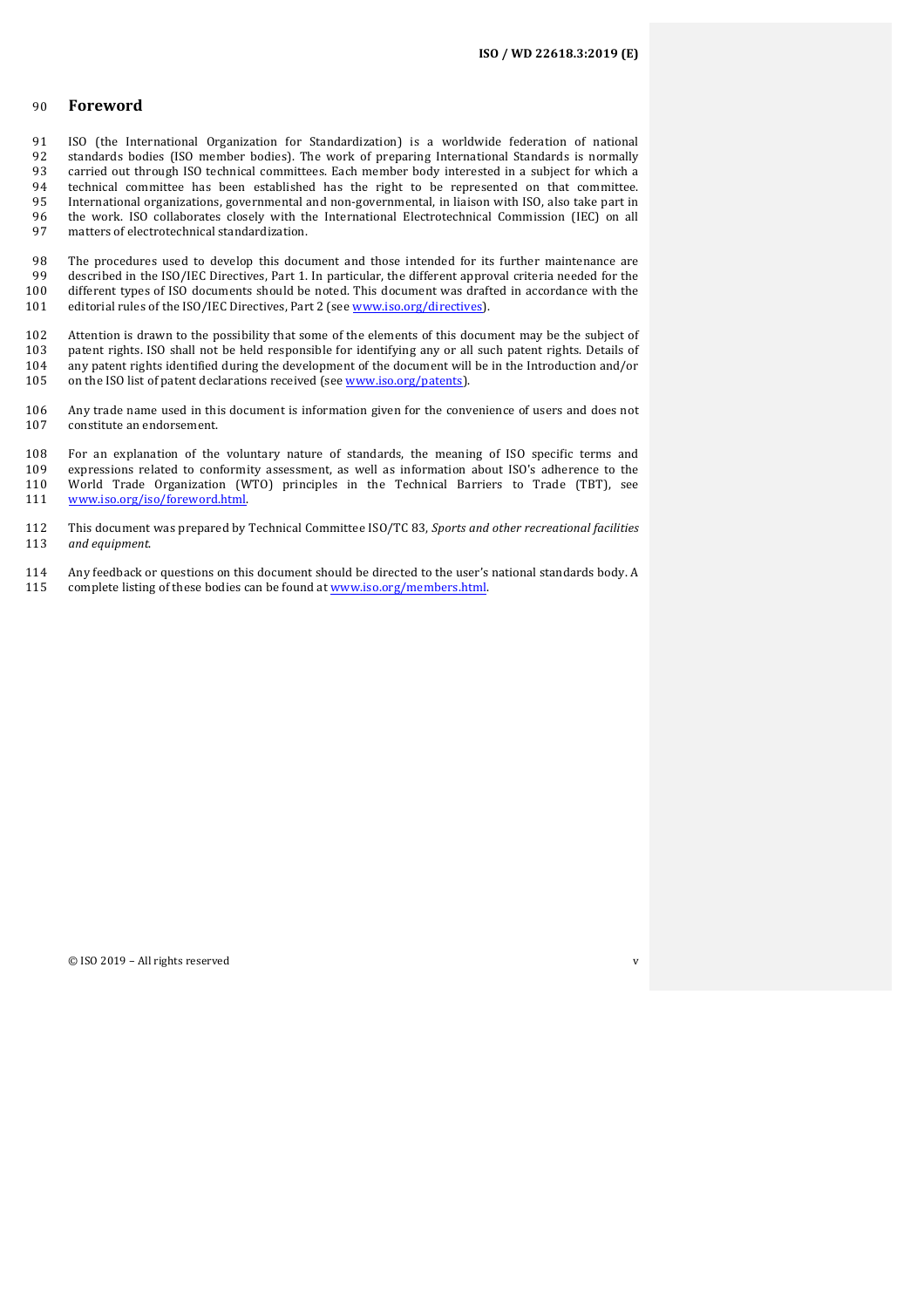# Foreword

ISO (the International Organization for Standardization) is a worldwide federation of national standards bodies (ISO member bodies). The work of preparing International Standards is normally carried out through ISO technical committees. Each member body interested in a subject for which a technical committee has been established has the right to be represented on that committee. International organizations, governmental and non-governmental, in liaison with ISO, also take part in the work. ISO collaborates closely with the International Electrotechnical Commission (IEC) on all matters of electrotechnical standardization.

The procedures used to develop this document and those intended for its further maintenance are described in the ISO/IEC Directives, Part 1. In particular, the different approval criteria needed for the different types of ISO documents should be noted. This document was drafted in accordance with the editorial rules of the ISO/IEC Directives, Part 2 (see www.iso.org/directives).

Attention is drawn to the possibility that some of the elements of this document may be the subject of patent rights. ISO shall not be held responsible for identifying any or all such patent rights. Details of any patent rights identified during the development of the document will be in the Introduction and/or on the ISO list of patent declarations received (see www.iso.org/patents).

Any trade name used in this document is information given for the convenience of users and does not constitute an endorsement.

For an explanation of the voluntary nature of standards, the meaning of ISO specific terms and expressions related to conformity assessment, as well as information about ISO's adherence to the World Trade Organization (WTO) principles in the Technical Barriers to Trade (TBT), see www.iso.org/iso/foreword.html.

This document was prepared by Technical Committee ISO/TC 83, *Sports and other recreational facilities and equipment*.

Any feedback or questions on this document should be directed to the user's national standards body. A complete listing of these bodies can be found at www.iso.org/members.html.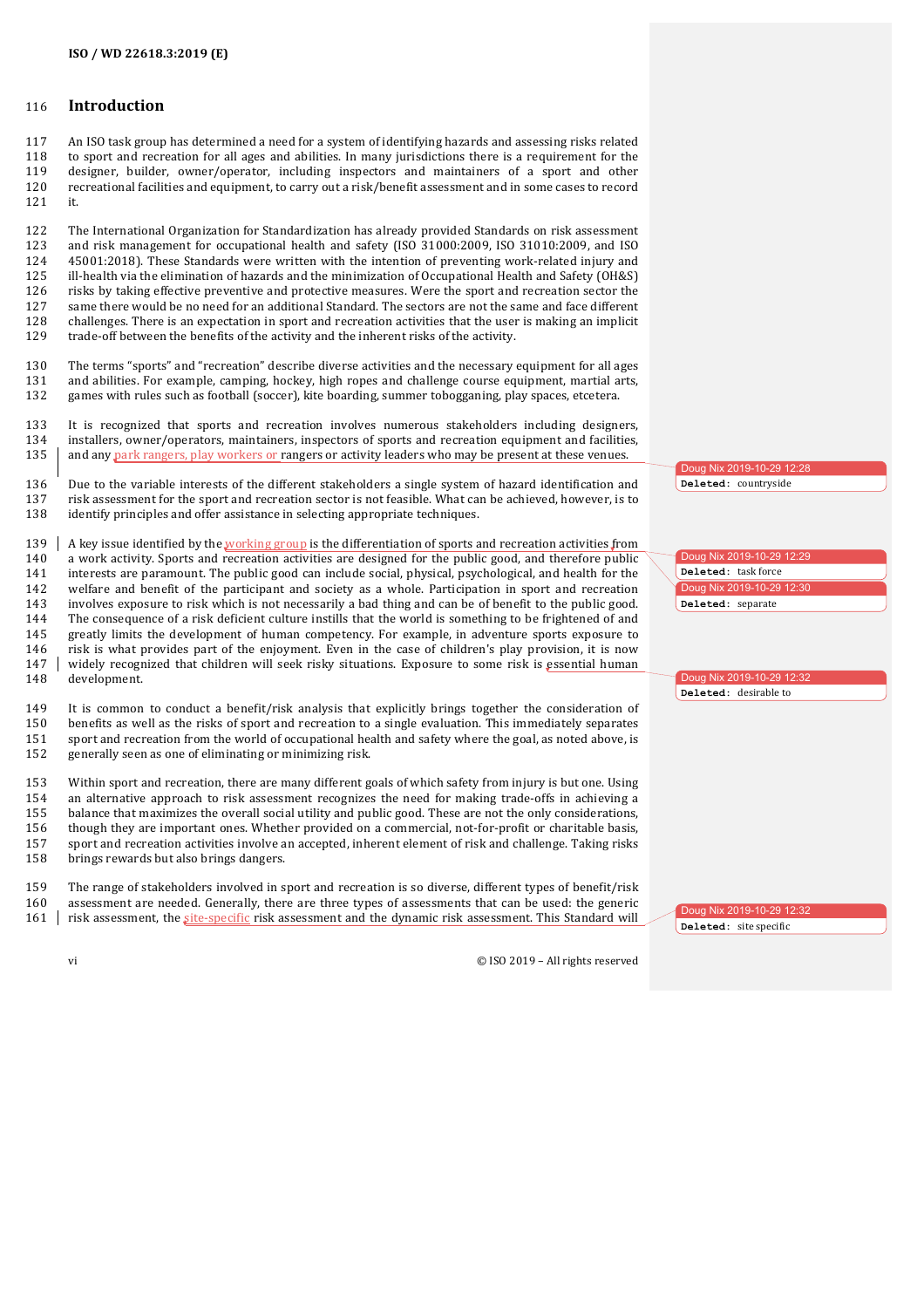# Introduction

An ISO task group has determined a need for a system of identifying hazards and assessing risks related to sport and recreation for all ages and abilities. In many jurisdictions there is a requirement for the designer, builder, owner/operator, including inspectors and maintainers of a sport and other recreational facilities and equipment, to carry out a risk/benefit assessment and in some cases to record it.

The International Organization for Standardization has already provided Standards on risk assessment and risk management for occupational health and safety (ISO 31000:2009, ISO 31010:2009, and ISO 45001:2018). These Standards were written with the intention of preventing work-related injury and ill-health via the elimination of hazards and the minimization of Occupational Health and Safety (OH&S) risks by taking effective preventive and protective measures. Were the sport and recreation sector the same there would be no need for an additional Standard. The sectors are not the same and face different challenges. There is an expectation in sport and recreation activities that the user is making an implicit trade-off between the benefits of the activity and the inherent risks of the activity.

The terms "sports" and "recreation" describe diverse activities and the necessary equipment for all ages and abilities. For example, camping, hockey, high ropes and challenge course equipment, martial arts, games with rules such as football (soccer), kite boarding, summer tobogganing, play spaces, etcetera.

It is recognized that sports and recreation involves numerous stakeholders including designers, installers, owner/operators, maintainers, inspectors of sports and recreation equipment and facilities, and any park rangers, play workers or rangers or activity leaders who may be present at these venues.

Due to the variable interests of the different stakeholders a single system of hazard identification and risk assessment for the sport and recreation sector is not feasible. What can be achieved, however, is to identify principles and offer assistance in selecting appropriate techniques.

A key issue identified by the working group is the differentiation of sports and recreation activities from a work activity. Sports and recreation activities are designed for the public good, and therefore public interests are paramount. The public good can include social, physical, psychological, and health for the welfare and benefit of the participant and society as a whole. Participation in sport and recreation involves exposure to risk which is not necessarily a bad thing and can be of benefit to the public good. The consequence of a risk deficient culture instills that the world is something to be frightened of and greatly limits the development of human competency. For example, in adventure sports exposure to risk is what provides part of the enjoyment. Even in the case of children's play provision, it is now widely recognized that children will seek risky situations. Exposure to some risk is essential human development.

It is common to conduct a benefit/risk analysis that explicitly brings together the consideration of benefits as well as the risks of sport and recreation to a single evaluation. This immediately separates sport and recreation from the world of occupational health and safety where the goal, as noted above, is generally seen as one of eliminating or minimizing risk.

Within sport and recreation, there are many different goals of which safety from injury is but one. Using an alternative approach to risk assessment recognizes the need for making trade-offs in achieving a balance that maximizes the overall social utility and public good. These are not the only considerations, though they are important ones. Whether provided on a commercial, not-for-profit or charitable basis, sport and recreation activities involve an accepted, inherent element of risk and challenge. Taking risks brings rewards but also brings dangers.

The range of stakeholders involved in sport and recreation is so diverse, different types of benefit/risk assessment are needed. Generally, there are three types of assessments that can be used: the generic risk assessment, the site-specific risk assessment and the dynamic risk assessment. This Standard will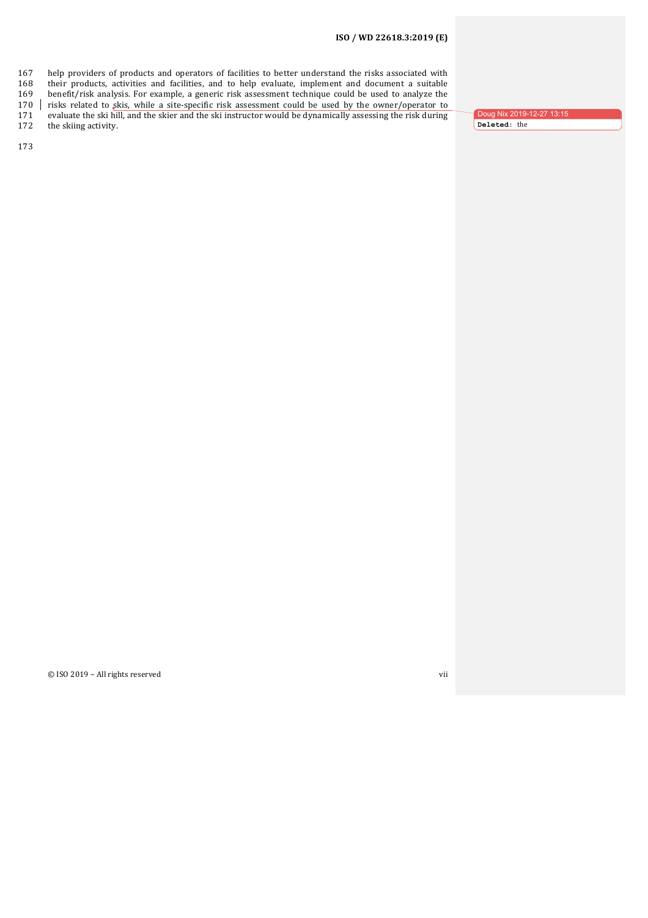help providers of products and operators of facilities to better understand the risks associated with their products, activities and facilities, and to help evaluate, implement and document a suitable benefit/risk analysis. For example, a generic risk assessment technique could be used to analyze the risks related to skis, while a site-specific risk assessment could be used by the owner/operator to evaluate the ski hill, and the skier and the ski instructor would be dynamically assessing the risk during the skiing activity.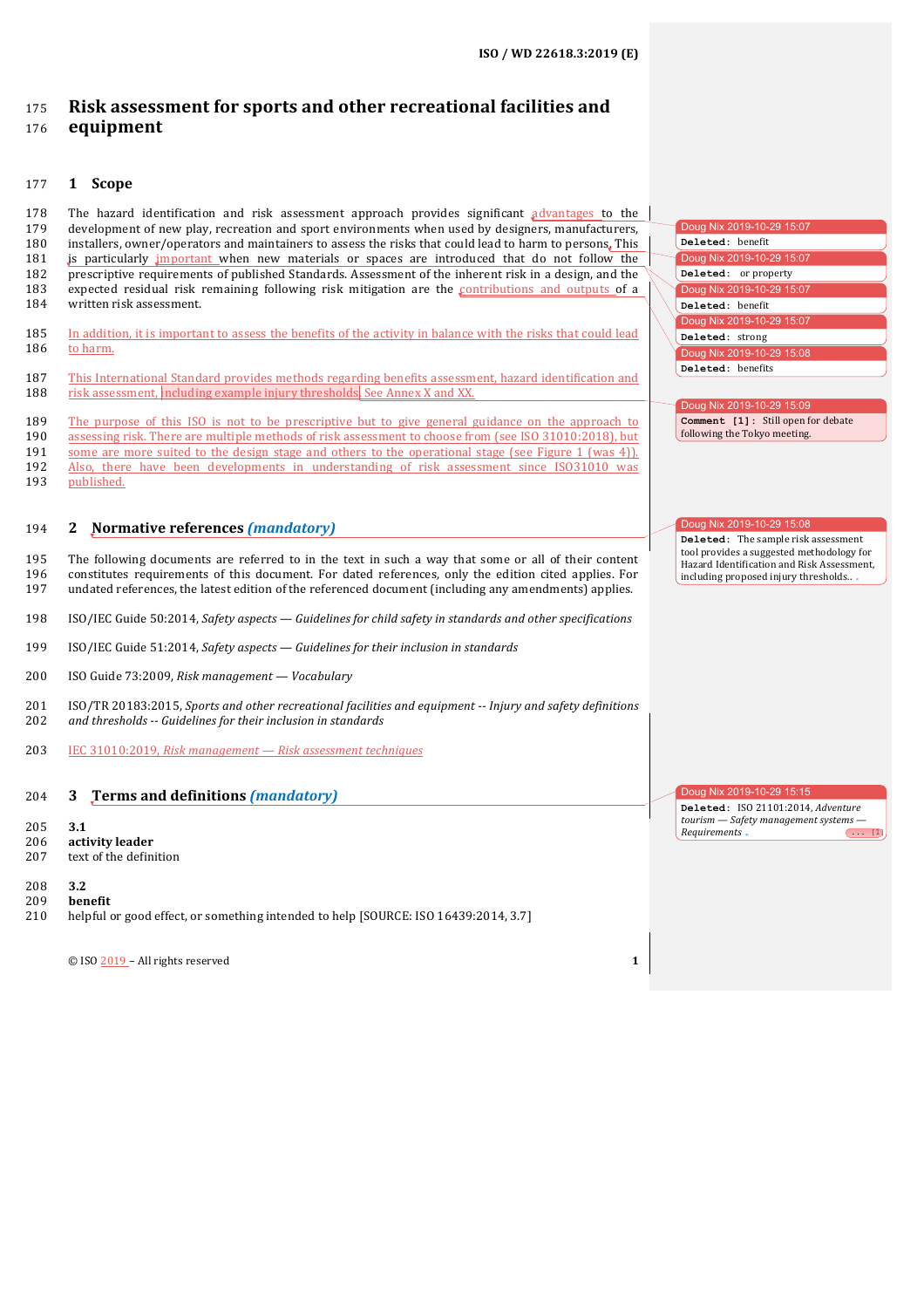# Risk assessment for sports and other recreational facilities and equipment

## 1 Scope

The hazard identification and risk assessment approach provides significant advantages to the development of new play, recreation and sport environments when used by designers, manufacturers, installers, owner/operators and maintainers to assess the risks that could lead to harm to persons. This is particularly important when new materials or spaces are introduced that do not follow the prescriptive requirements of published Standards. Assessment of the inherent risk in a design, and the expected residual risk remaining following risk mitigation are the contributions and outputs of a written risk assessment.

In addition, it is important to assess the benefits of the activity in balance with the risks that could lead to harm.

This International Standard provides methods regarding benefits assessment, hazard identification and risk assessment, including example injury thresholds. See Annex X and XX.

The purpose of this ISO is not to be prescriptive but to give general guidance on the approach to assessing risk. There are multiple methods of risk assessment to choose from (see ISO 31010:2018), but some are more suited to the design stage and others to the operational stage (see Figure 1 (was 4)). Also, there have been developments in understanding of risk assessment since ISO31010 was published.

## 2 Normative references *(mandatory)*

The following documents are referred to in the text in such a way that some or all of their content constitutes requirements of this document. For dated references, only the edition cited applies. For undated references, the latest edition of the referenced document (including any amendments) applies.

ISO/IEC Guide 50:2014, *Safety aspects — Guidelines for child safety in standards and other specifications*

ISO/IEC Guide 51:2014, *Safety aspects — Guidelines for their inclusion in standards*

ISO Guide 73:2009, *Risk management — Vocabulary*

ISO/TR 20183:2015, *Sports and other recreational facilities and equipment -- Injury and safety definitions and thresholds -- Guidelines for their inclusion in standards*

IEC 31010:2019, *Risk management — Risk assessment techniques*

## 3 Terms and definitions *(mandatory)*

**3.1**
**activity leader**
text of the definition

**3.2**
**benefit**
helpful or good effect, or something intended to help [SOURCE: ISO 16439:2014, 3.7]

---

Doug Nix 2019-10-29 15:07 — Deleted: benefit

Doug Nix 2019-10-29 15:07 — Deleted: or property

Doug Nix 2019-10-29 15:07 — Deleted: benefit

Doug Nix 2019-10-29 15:07 — Deleted: strong

Doug Nix 2019-10-29 15:08 — Deleted: benefits

Doug Nix 2019-10-29 15:09 — Comment [1]: Still open for debate following the Tokyo meeting.

Doug Nix 2019-10-29 15:08 — Deleted: The sample risk assessment tool provides a suggested methodology for Hazard Identification and Risk Assessment, including proposed injury thresholds..

Doug Nix 2019-10-29 15:15 — Deleted: ISO 21101:2014, *Adventure tourism — Safety management systems — Requirements*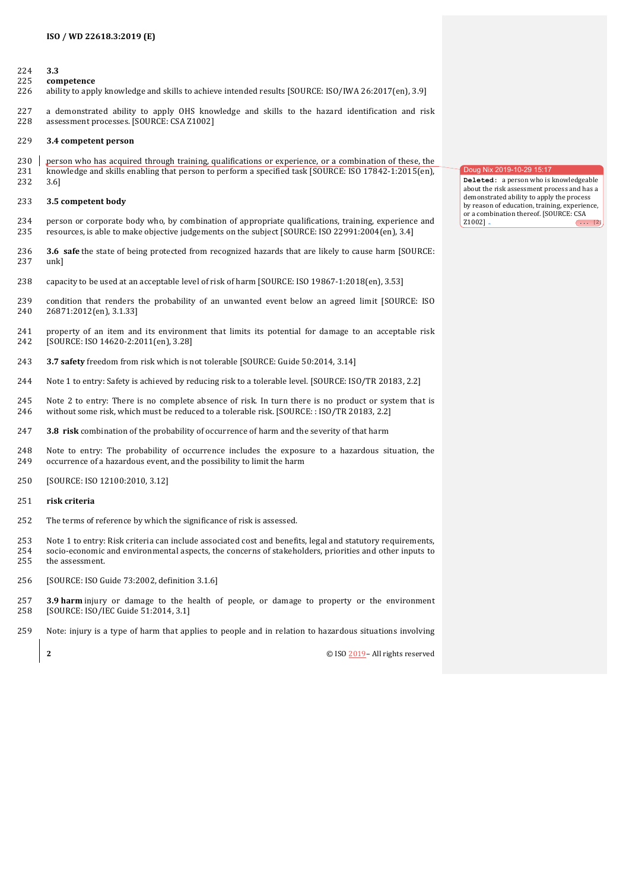**3.3**

**competence**

ability to apply knowledge and skills to achieve intended results [SOURCE: ISO/IWA 26:2017(en), 3.9]

a demonstrated ability to apply OHS knowledge and skills to the hazard identification and risk assessment processes. [SOURCE: CSA Z1002]

**3.4 competent person**

person who has acquired through training, qualifications or experience, or a combination of these, the knowledge and skills enabling that person to perform a specified task [SOURCE: ISO 17842-1:2015(en), 3.6]

**3.5 competent body**

person or corporate body who, by combination of appropriate qualifications, training, experience and resources, is able to make objective judgements on the subject [SOURCE: ISO 22991:2004(en), 3.4]

**3.6 safe** the state of being protected from recognized hazards that are likely to cause harm [SOURCE: unk]

capacity to be used at an acceptable level of risk of harm [SOURCE: ISO 19867-1:2018(en), 3.53]

condition that renders the probability of an unwanted event below an agreed limit [SOURCE: ISO 26871:2012(en), 3.1.33]

property of an item and its environment that limits its potential for damage to an acceptable risk [SOURCE: ISO 14620-2:2011(en), 3.28]

**3.7 safety** freedom from risk which is not tolerable [SOURCE: Guide 50:2014, 3.14]

Note 1 to entry: Safety is achieved by reducing risk to a tolerable level. [SOURCE: ISO/TR 20183, 2.2]

Note 2 to entry: There is no complete absence of risk. In turn there is no product or system that is without some risk, which must be reduced to a tolerable risk. [SOURCE: : ISO/TR 20183, 2.2]

**3.8 risk** combination of the probability of occurrence of harm and the severity of that harm

Note to entry: The probability of occurrence includes the exposure to a hazardous situation, the occurrence of a hazardous event, and the possibility to limit the harm

[SOURCE: ISO 12100:2010, 3.12]

**risk criteria**

The terms of reference by which the significance of risk is assessed.

Note 1 to entry: Risk criteria can include associated cost and benefits, legal and statutory requirements, socio-economic and environmental aspects, the concerns of stakeholders, priorities and other inputs to the assessment.

[SOURCE: ISO Guide 73:2002, definition 3.1.6]

**3.9 harm** injury or damage to the health of people, or damage to property or the environment [SOURCE: ISO/IEC Guide 51:2014, 3.1]

Note: injury is a type of harm that applies to people and in relation to hazardous situations involving

> Doug Nix 2019-10-29 15:17
> **Deleted:** a person who is knowledgeable about the risk assessment process and has a demonstrated ability to apply the process by reason of education, training, experience, or a combination thereof. [SOURCE: CSA Z1002]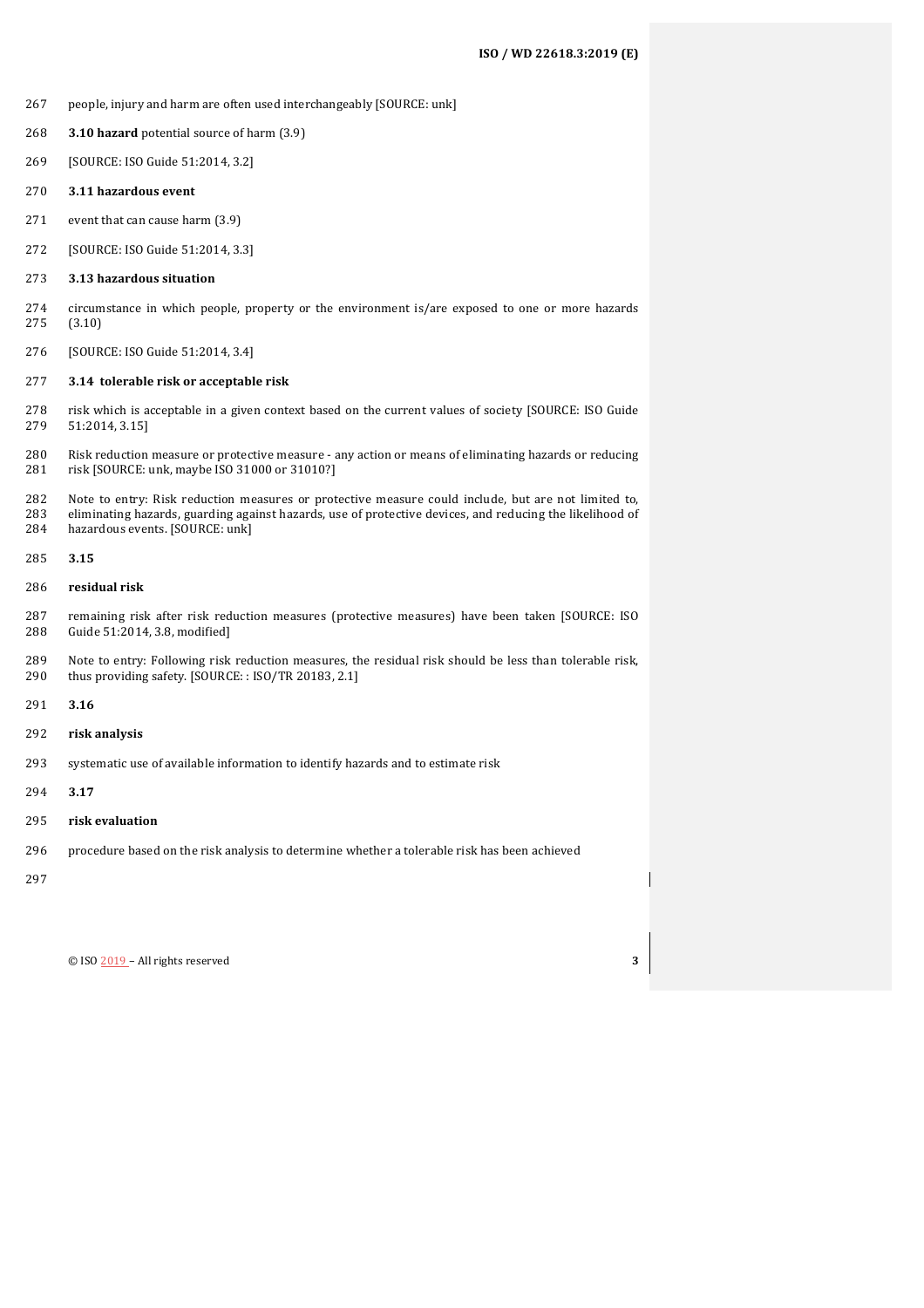people, injury and harm are often used interchangeably [SOURCE: unk]

**3.10 hazard** potential source of harm (3.9)

[SOURCE: ISO Guide 51:2014, 3.2]

**3.11 hazardous event**

event that can cause harm (3.9)

[SOURCE: ISO Guide 51:2014, 3.3]

**3.13 hazardous situation**

circumstance in which people, property or the environment is/are exposed to one or more hazards (3.10)

[SOURCE: ISO Guide 51:2014, 3.4]

**3.14 tolerable risk or acceptable risk**

risk which is acceptable in a given context based on the current values of society [SOURCE: ISO Guide 51:2014, 3.15]

Risk reduction measure or protective measure - any action or means of eliminating hazards or reducing risk [SOURCE: unk, maybe ISO 31000 or 31010?]

Note to entry: Risk reduction measures or protective measure could include, but are not limited to, eliminating hazards, guarding against hazards, use of protective devices, and reducing the likelihood of hazardous events. [SOURCE: unk]

**3.15**

**residual risk**

remaining risk after risk reduction measures (protective measures) have been taken [SOURCE: ISO Guide 51:2014, 3.8, modified]

Note to entry: Following risk reduction measures, the residual risk should be less than tolerable risk, thus providing safety. [SOURCE: : ISO/TR 20183, 2.1]

**3.16**

**risk analysis**

systematic use of available information to identify hazards and to estimate risk

**3.17**

**risk evaluation**

procedure based on the risk analysis to determine whether a tolerable risk has been achieved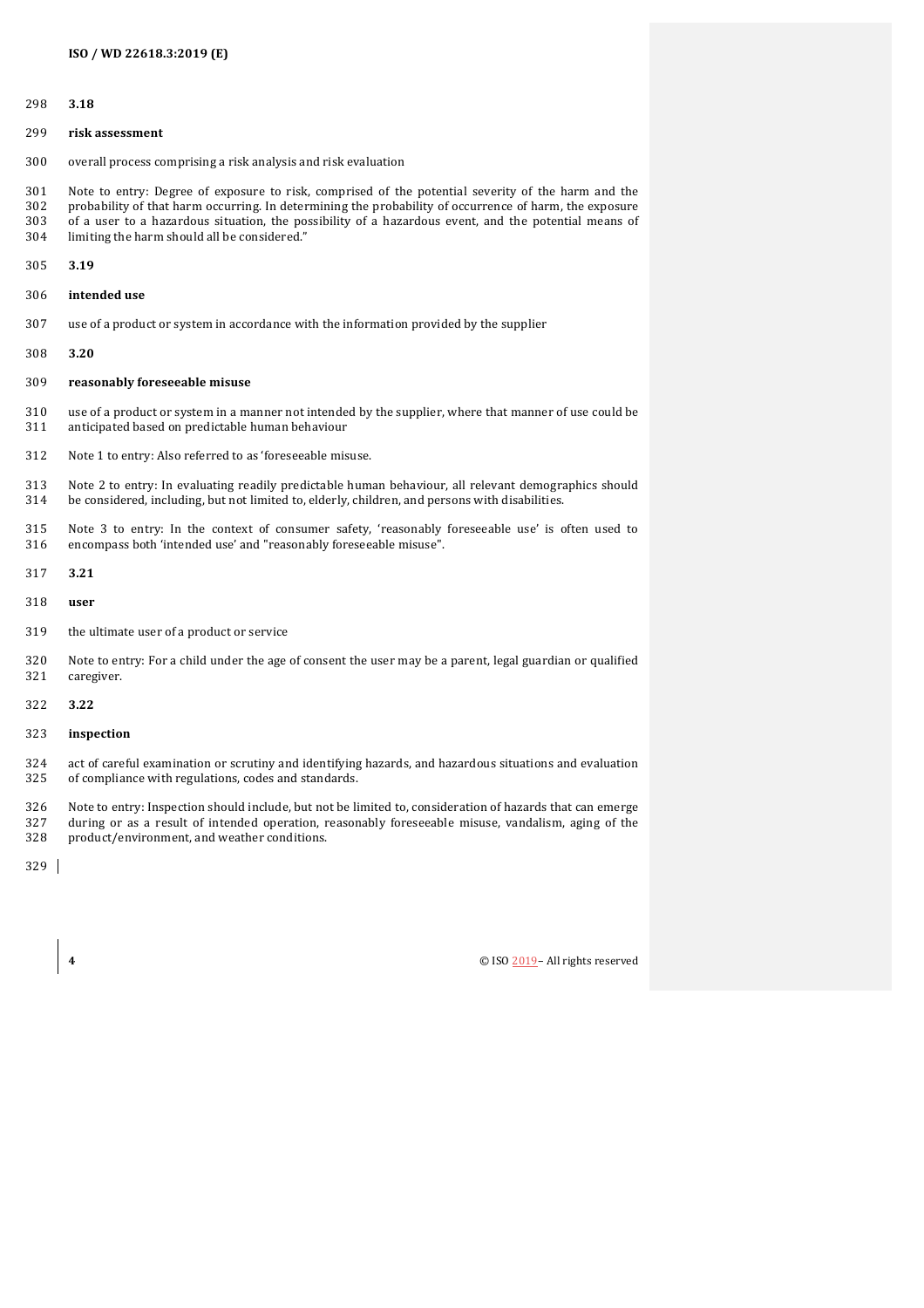**3.18**

**risk assessment**

overall process comprising a risk analysis and risk evaluation

Note to entry: Degree of exposure to risk, comprised of the potential severity of the harm and the probability of that harm occurring. In determining the probability of occurrence of harm, the exposure of a user to a hazardous situation, the possibility of a hazardous event, and the potential means of limiting the harm should all be considered."

**3.19**

**intended use**

use of a product or system in accordance with the information provided by the supplier

**3.20**

**reasonably foreseeable misuse**

use of a product or system in a manner not intended by the supplier, where that manner of use could be anticipated based on predictable human behaviour

Note 1 to entry: Also referred to as 'foreseeable misuse.

Note 2 to entry: In evaluating readily predictable human behaviour, all relevant demographics should be considered, including, but not limited to, elderly, children, and persons with disabilities.

Note 3 to entry: In the context of consumer safety, 'reasonably foreseeable use' is often used to encompass both 'intended use' and "reasonably foreseeable misuse".

**3.21**

**user**

the ultimate user of a product or service

Note to entry: For a child under the age of consent the user may be a parent, legal guardian or qualified caregiver.

**3.22**

**inspection**

act of careful examination or scrutiny and identifying hazards, and hazardous situations and evaluation of compliance with regulations, codes and standards.

Note to entry: Inspection should include, but not be limited to, consideration of hazards that can emerge during or as a result of intended operation, reasonably foreseeable misuse, vandalism, aging of the product/environment, and weather conditions.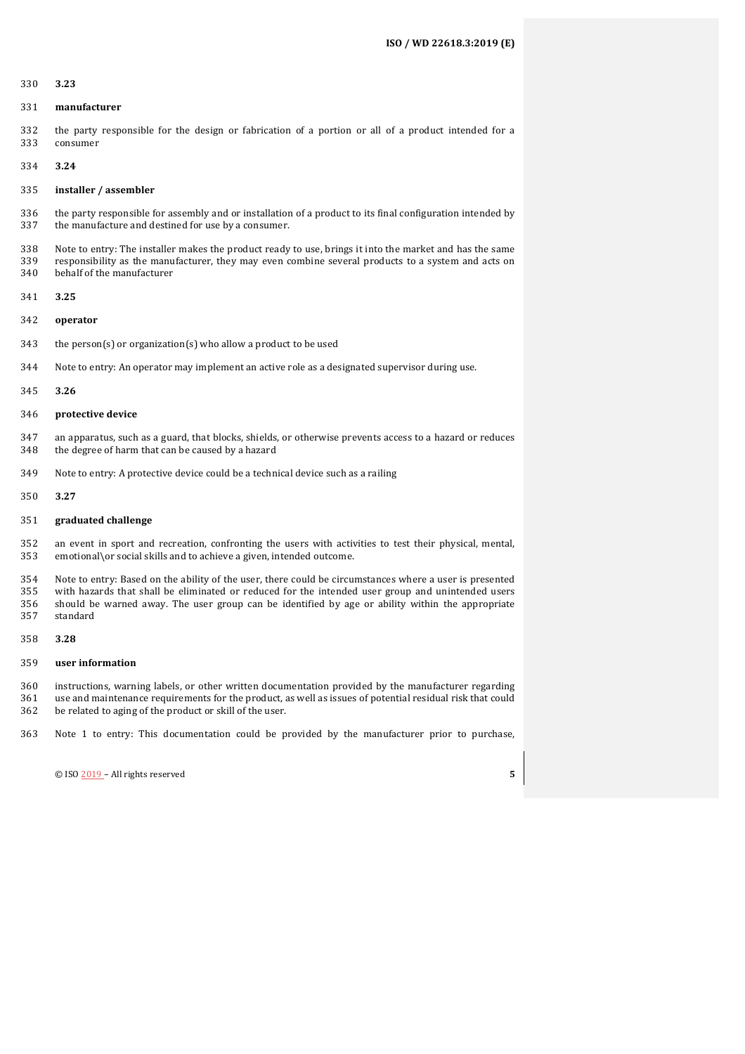**3.23**

**manufacturer**

the party responsible for the design or fabrication of a portion or all of a product intended for a consumer

**3.24**

**installer / assembler**

the party responsible for assembly and or installation of a product to its final configuration intended by the manufacture and destined for use by a consumer.

Note to entry: The installer makes the product ready to use, brings it into the market and has the same responsibility as the manufacturer, they may even combine several products to a system and acts on behalf of the manufacturer

**3.25**

**operator**

the person(s) or organization(s) who allow a product to be used

Note to entry: An operator may implement an active role as a designated supervisor during use.

**3.26**

**protective device**

an apparatus, such as a guard, that blocks, shields, or otherwise prevents access to a hazard or reduces the degree of harm that can be caused by a hazard

Note to entry: A protective device could be a technical device such as a railing

**3.27**

**graduated challenge**

an event in sport and recreation, confronting the users with activities to test their physical, mental, emotional\or social skills and to achieve a given, intended outcome.

Note to entry: Based on the ability of the user, there could be circumstances where a user is presented with hazards that shall be eliminated or reduced for the intended user group and unintended users should be warned away. The user group can be identified by age or ability within the appropriate standard

**3.28**

**user information**

instructions, warning labels, or other written documentation provided by the manufacturer regarding use and maintenance requirements for the product, as well as issues of potential residual risk that could be related to aging of the product or skill of the user.

Note 1 to entry: This documentation could be provided by the manufacturer prior to purchase,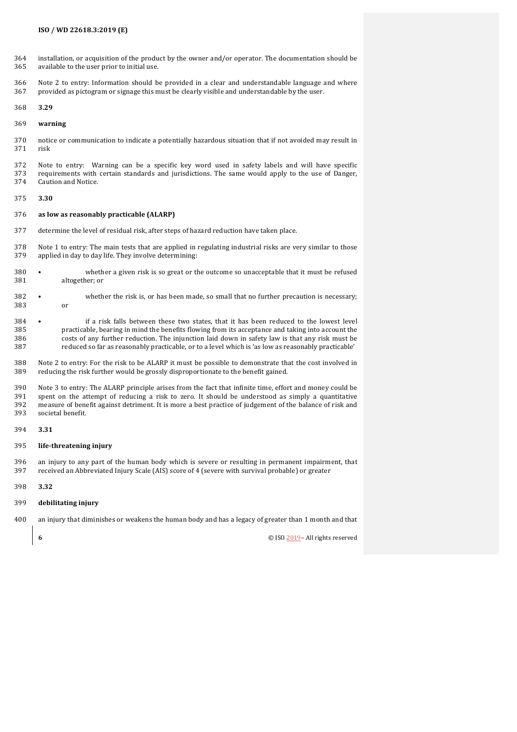installation, or acquisition of the product by the owner and/or operator. The documentation should be available to the user prior to initial use.

Note 2 to entry: Information should be provided in a clear and understandable language and where provided as pictogram or signage this must be clearly visible and understandable by the user.

**3.29**

**warning**

notice or communication to indicate a potentially hazardous situation that if not avoided may result in risk

Note to entry: Warning can be a specific key word used in safety labels and will have specific requirements with certain standards and jurisdictions. The same would apply to the use of Danger, Caution and Notice.

**3.30**

**as low as reasonably practicable (ALARP)**

determine the level of residual risk, after steps of hazard reduction have taken place.

Note 1 to entry: The main tests that are applied in regulating industrial risks are very similar to those applied in day to day life. They involve determining:

- whether a given risk is so great or the outcome so unacceptable that it must be refused altogether; or
- whether the risk is, or has been made, so small that no further precaution is necessary; or
- if a risk falls between these two states, that it has been reduced to the lowest level practicable, bearing in mind the benefits flowing from its acceptance and taking into account the costs of any further reduction. The injunction laid down in safety law is that any risk must be reduced so far as reasonably practicable, or to a level which is 'as low as reasonably practicable'

Note 2 to entry: For the risk to be ALARP it must be possible to demonstrate that the cost involved in reducing the risk further would be grossly disproportionate to the benefit gained.

Note 3 to entry: The ALARP principle arises from the fact that infinite time, effort and money could be spent on the attempt of reducing a risk to zero. It should be understood as simply a quantitative measure of benefit against detriment. It is more a best practice of judgement of the balance of risk and societal benefit.

**3.31**

**life-threatening injury**

an injury to any part of the human body which is severe or resulting in permanent impairment, that received an Abbreviated Injury Scale (AIS) score of 4 (severe with survival probable) or greater

**3.32**

**debilitating injury**

an injury that diminishes or weakens the human body and has a legacy of greater than 1 month and that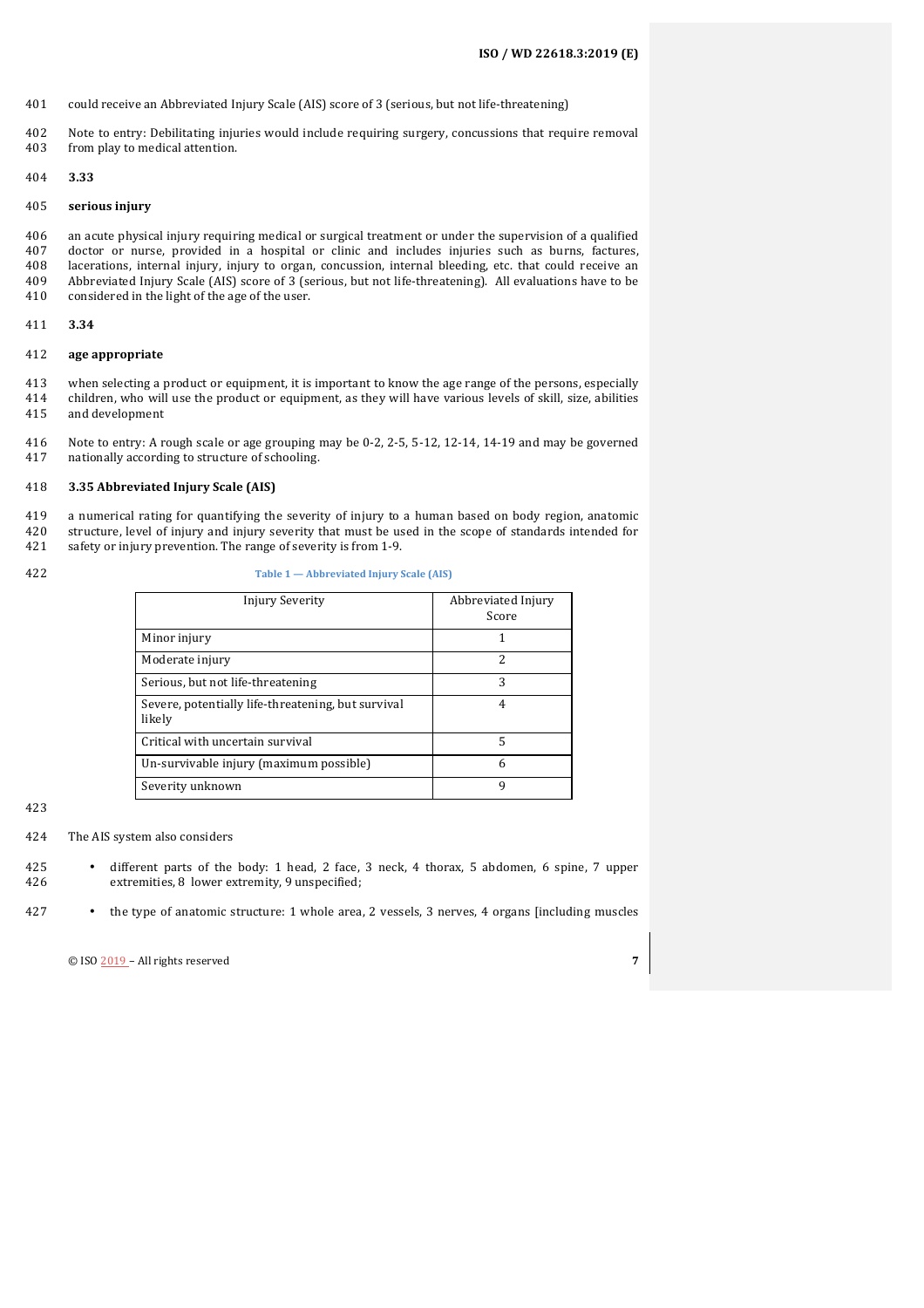could receive an Abbreviated Injury Scale (AIS) score of 3 (serious, but not life-threatening)

Note to entry: Debilitating injuries would include requiring surgery, concussions that require removal from play to medical attention.

**3.33**

**serious injury**

an acute physical injury requiring medical or surgical treatment or under the supervision of a qualified doctor or nurse, provided in a hospital or clinic and includes injuries such as burns, factures, lacerations, internal injury, injury to organ, concussion, internal bleeding, etc. that could receive an Abbreviated Injury Scale (AIS) score of 3 (serious, but not life-threatening). All evaluations have to be considered in the light of the age of the user.

**3.34**

**age appropriate**

when selecting a product or equipment, it is important to know the age range of the persons, especially children, who will use the product or equipment, as they will have various levels of skill, size, abilities and development

Note to entry: A rough scale or age grouping may be 0-2, 2-5, 5-12, 12-14, 14-19 and may be governed nationally according to structure of schooling.

**3.35 Abbreviated Injury Scale (AIS)**

a numerical rating for quantifying the severity of injury to a human based on body region, anatomic structure, level of injury and injury severity that must be used in the scope of standards intended for safety or injury prevention. The range of severity is from 1-9.

**Table 1 — Abbreviated Injury Scale (AIS)**

| Injury Severity | Abbreviated Injury Score |
| --- | --- |
| Minor injury | 1 |
| Moderate injury | 2 |
| Serious, but not life-threatening | 3 |
| Severe, potentially life-threatening, but survival likely | 4 |
| Critical with uncertain survival | 5 |
| Un-survivable injury (maximum possible) | 6 |
| Severity unknown | 9 |

The AIS system also considers

- different parts of the body: 1 head, 2 face, 3 neck, 4 thorax, 5 abdomen, 6 spine, 7 upper extremities, 8 lower extremity, 9 unspecified;
- the type of anatomic structure: 1 whole area, 2 vessels, 3 nerves, 4 organs [including muscles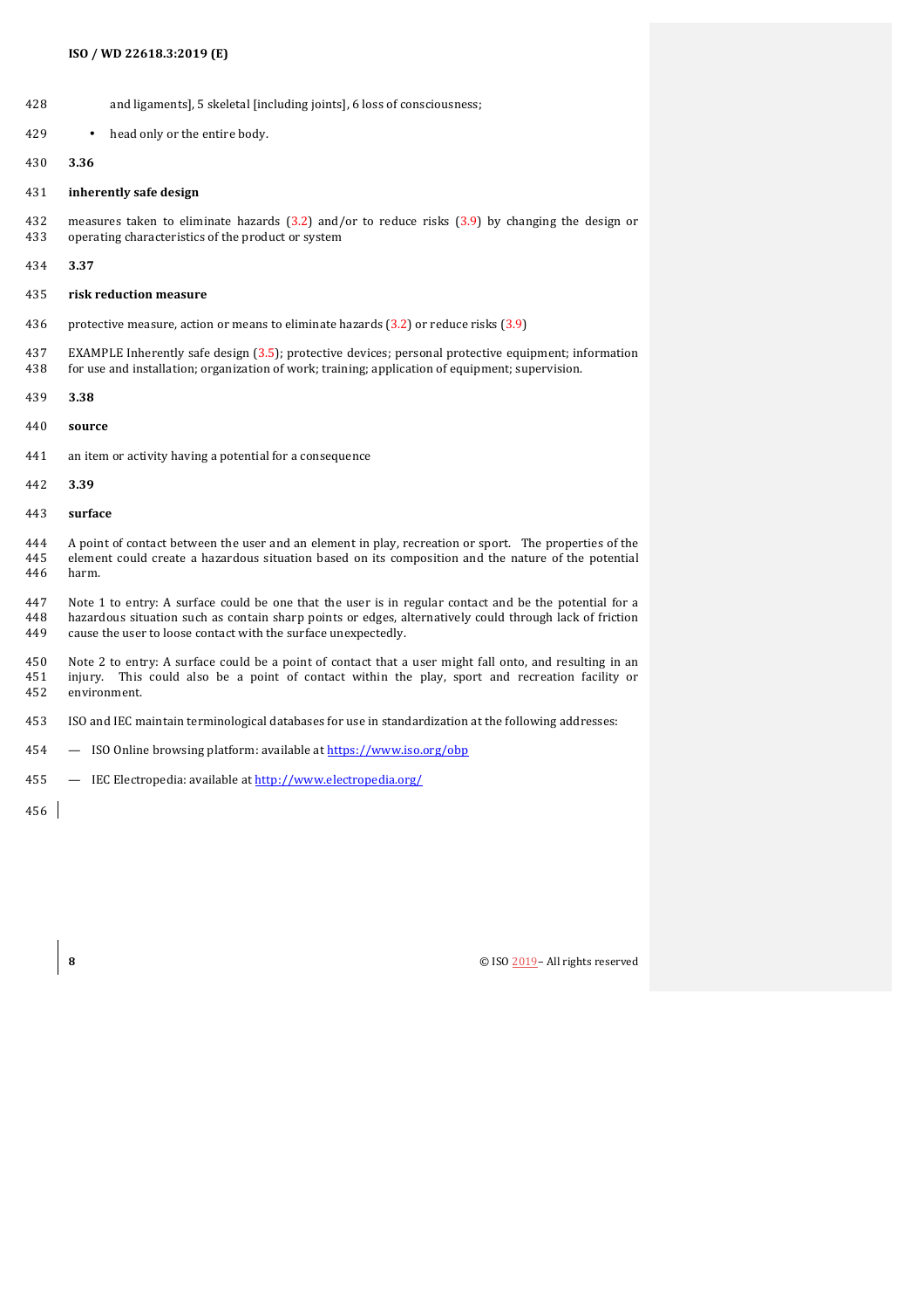and ligaments], 5 skeletal [including joints], 6 loss of consciousness;

- head only or the entire body.

**3.36**

**inherently safe design**

measures taken to eliminate hazards (3.2) and/or to reduce risks (3.9) by changing the design or operating characteristics of the product or system

**3.37**

**risk reduction measure**

protective measure, action or means to eliminate hazards (3.2) or reduce risks (3.9)

EXAMPLE Inherently safe design (3.5); protective devices; personal protective equipment; information for use and installation; organization of work; training; application of equipment; supervision.

**3.38**

**source**

an item or activity having a potential for a consequence

**3.39**

**surface**

A point of contact between the user and an element in play, recreation or sport. The properties of the element could create a hazardous situation based on its composition and the nature of the potential harm.

Note 1 to entry: A surface could be one that the user is in regular contact and be the potential for a hazardous situation such as contain sharp points or edges, alternatively could through lack of friction cause the user to loose contact with the surface unexpectedly.

Note 2 to entry: A surface could be a point of contact that a user might fall onto, and resulting in an injury. This could also be a point of contact within the play, sport and recreation facility or environment.

ISO and IEC maintain terminological databases for use in standardization at the following addresses:

— ISO Online browsing platform: available at https://www.iso.org/obp

— IEC Electropedia: available at http://www.electropedia.org/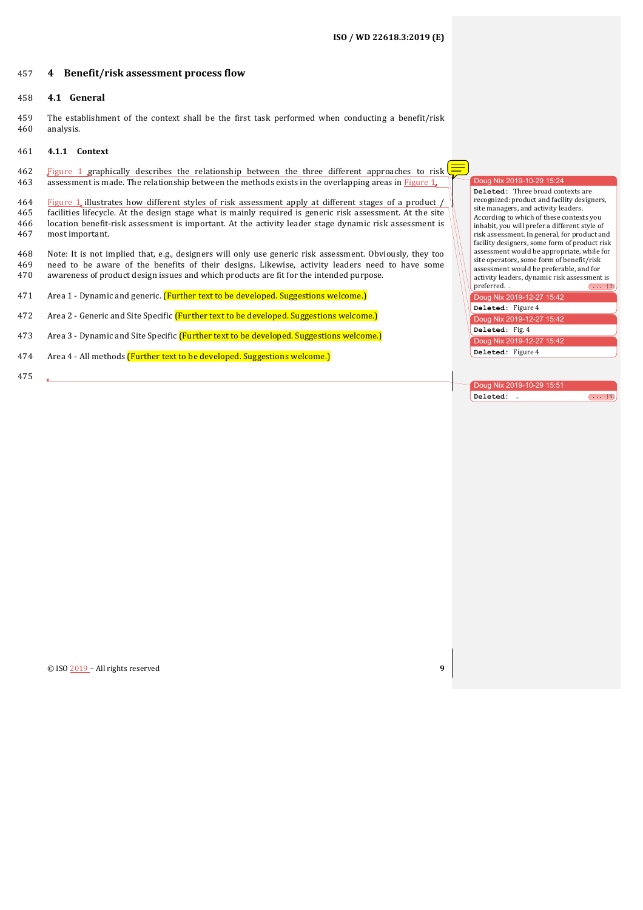# 4 Benefit/risk assessment process flow

## 4.1 General

The establishment of the context shall be the first task performed when conducting a benefit/risk analysis.

### 4.1.1 Context

Figure 1 graphically describes the relationship between the three different approaches to risk assessment is made. The relationship between the methods exists in the overlapping areas in Figure 1.

Figure 1 illustrates how different styles of risk assessment apply at different stages of a product / facilities lifecycle. At the design stage what is mainly required is generic risk assessment. At the site location benefit-risk assessment is important. At the activity leader stage dynamic risk assessment is most important.

Note: It is not implied that, e.g., designers will only use generic risk assessment. Obviously, they too need to be aware of the benefits of their designs. Likewise, activity leaders need to have some awareness of product design issues and which products are fit for the intended purpose.

Area 1 - Dynamic and generic. (Further text to be developed. Suggestions welcome.)

Area 2 - Generic and Site Specific (Further text to be developed. Suggestions welcome.)

Area 3 - Dynamic and Site Specific (Further text to be developed. Suggestions welcome.)

Area 4 - All methods (Further text to be developed. Suggestions welcome.)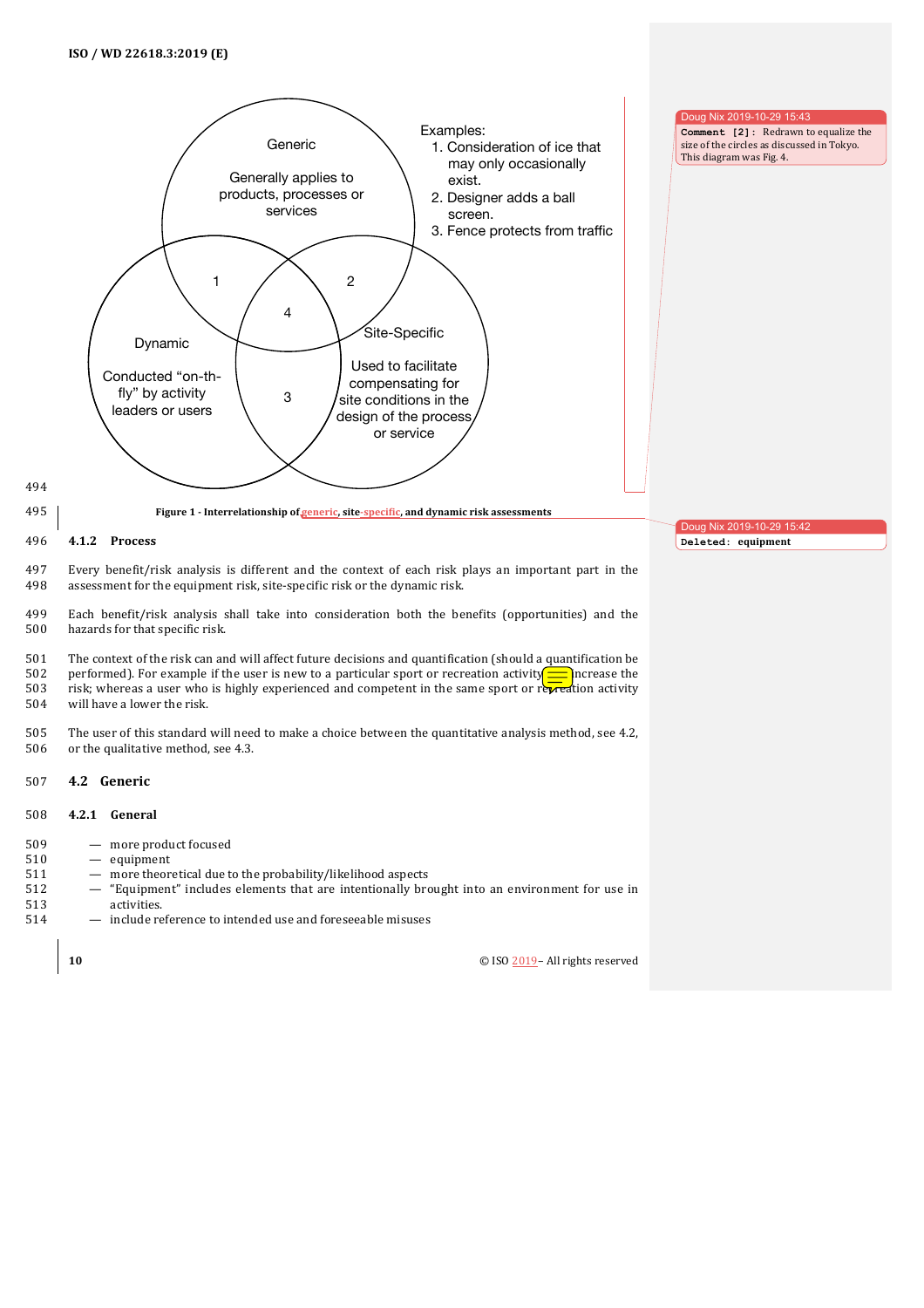Generic

Generally applies to products, processes or services

Examples:
1. Consideration of ice that may only occasionally exist.
2. Designer adds a ball screen.
3. Fence protects from traffic

1

2

4

Dynamic

Conducted "on-th-fly" by activity leaders or users

3

Site-Specific

Used to facilitate compensating for site conditions in the design of the process or service

Doug Nix 2019-10-29 15:43
Comment [2]: Redrawn to equalize the size of the circles as discussed in Tokyo. This diagram was Fig. 4.

**Figure 1 - Interrelationship of generic, site-specific, and dynamic risk assessments**

Doug Nix 2019-10-29 15:42
Deleted: equipment

### 4.1.2 Process

Every benefit/risk analysis is different and the context of each risk plays an important part in the assessment for the equipment risk, site-specific risk or the dynamic risk.

Each benefit/risk analysis shall take into consideration both the benefits (opportunities) and the hazards for that specific risk.

The context of the risk can and will affect future decisions and quantification (should a quantification be performed). For example if the user is new to a particular sport or recreation activity increase the risk; whereas a user who is highly experienced and competent in the same sport or recreation activity will have a lower the risk.

The user of this standard will need to make a choice between the quantitative analysis method, see 4.2, or the qualitative method, see 4.3.

## 4.2 Generic

### 4.2.1 General

- more product focused
- equipment
- more theoretical due to the probability/likelihood aspects
- "Equipment" includes elements that are intentionally brought into an environment for use in activities.
- include reference to intended use and foreseeable misuses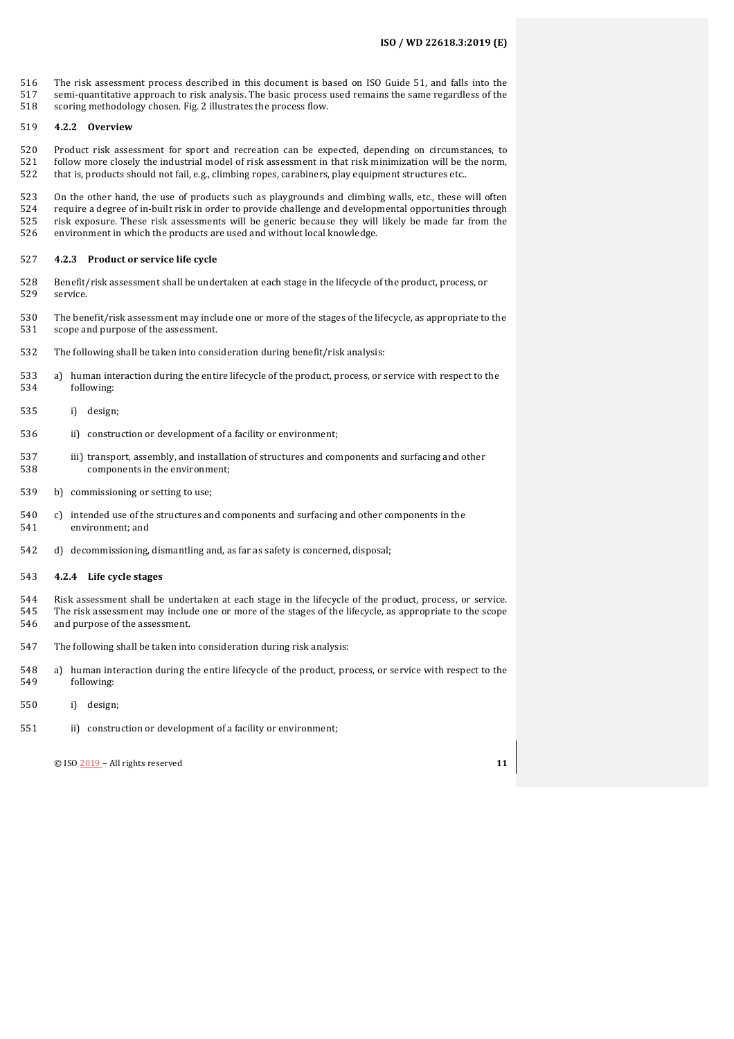The risk assessment process described in this document is based on ISO Guide 51, and falls into the semi-quantitative approach to risk analysis. The basic process used remains the same regardless of the scoring methodology chosen. Fig. 2 illustrates the process flow.

#### 4.2.2 Overview

Product risk assessment for sport and recreation can be expected, depending on circumstances, to follow more closely the industrial model of risk assessment in that risk minimization will be the norm, that is, products should not fail, e.g., climbing ropes, carabiners, play equipment structures etc..

On the other hand, the use of products such as playgrounds and climbing walls, etc., these will often require a degree of in-built risk in order to provide challenge and developmental opportunities through risk exposure. These risk assessments will be generic because they will likely be made far from the environment in which the products are used and without local knowledge.

#### 4.2.3 Product or service life cycle

Benefit/risk assessment shall be undertaken at each stage in the lifecycle of the product, process, or service.

The benefit/risk assessment may include one or more of the stages of the lifecycle, as appropriate to the scope and purpose of the assessment.

The following shall be taken into consideration during benefit/risk analysis:

a) human interaction during the entire lifecycle of the product, process, or service with respect to the following:

   i) design;

   ii) construction or development of a facility or environment;

   iii) transport, assembly, and installation of structures and components and surfacing and other components in the environment;

b) commissioning or setting to use;

c) intended use of the structures and components and surfacing and other components in the environment; and

d) decommissioning, dismantling and, as far as safety is concerned, disposal;

#### 4.2.4 Life cycle stages

Risk assessment shall be undertaken at each stage in the lifecycle of the product, process, or service. The risk assessment may include one or more of the stages of the lifecycle, as appropriate to the scope and purpose of the assessment.

The following shall be taken into consideration during risk analysis:

a) human interaction during the entire lifecycle of the product, process, or service with respect to the following:

   i) design;

   ii) construction or development of a facility or environment;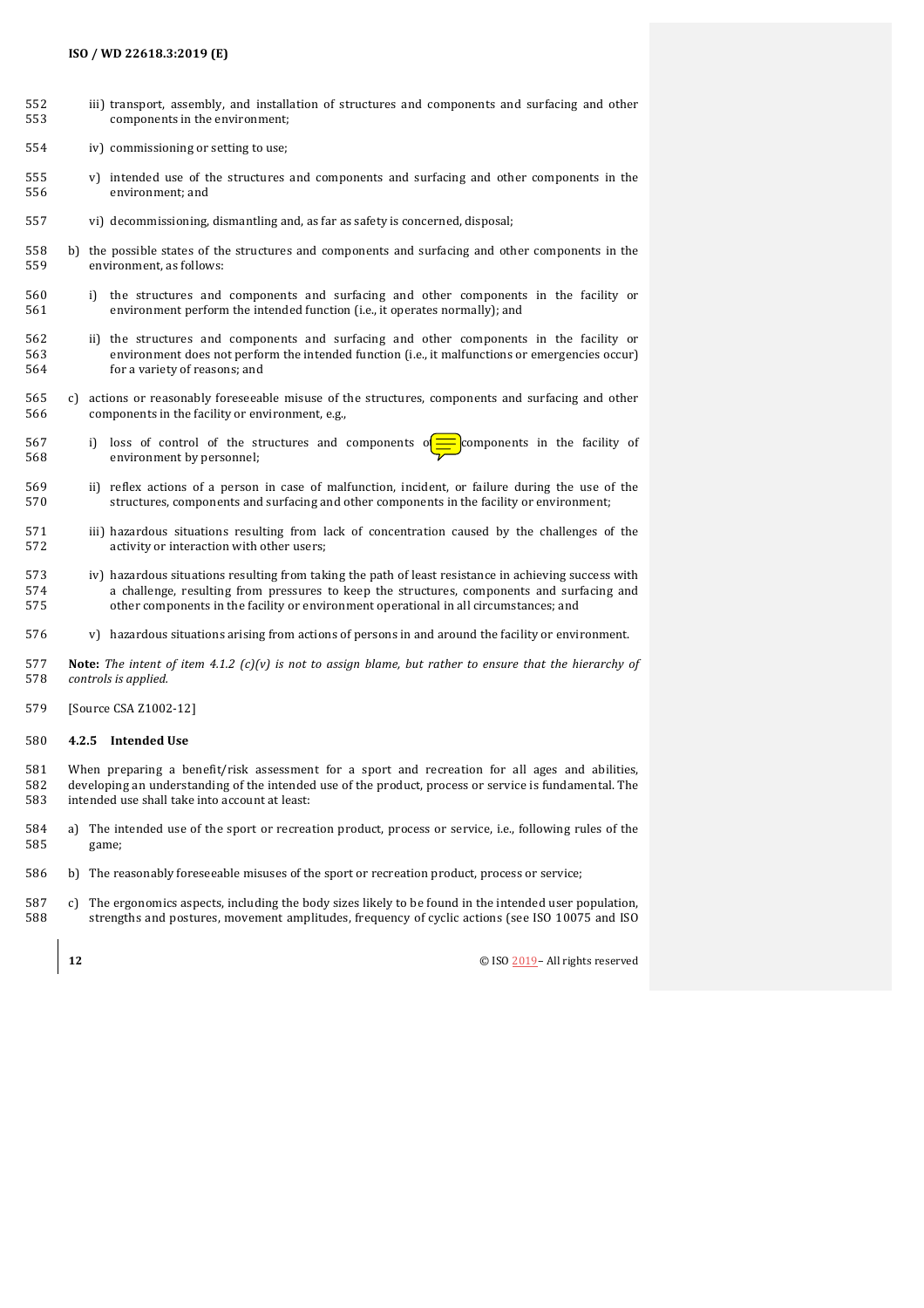iii) transport, assembly, and installation of structures and components and surfacing and other components in the environment;

iv) commissioning or setting to use;

v) intended use of the structures and components and surfacing and other components in the environment; and

vi) decommissioning, dismantling and, as far as safety is concerned, disposal;

b) the possible states of the structures and components and surfacing and other components in the environment, as follows:

i) the structures and components and surfacing and other components in the facility or environment perform the intended function (i.e., it operates normally); and

ii) the structures and components and surfacing and other components in the facility or environment does not perform the intended function (i.e., it malfunctions or emergencies occur) for a variety of reasons; and

c) actions or reasonably foreseeable misuse of the structures, components and surfacing and other components in the facility or environment, e.g.,

i) loss of control of the structures and components or components in the facility of environment by personnel;

ii) reflex actions of a person in case of malfunction, incident, or failure during the use of the structures, components and surfacing and other components in the facility or environment;

iii) hazardous situations resulting from lack of concentration caused by the challenges of the activity or interaction with other users;

iv) hazardous situations resulting from taking the path of least resistance in achieving success with a challenge, resulting from pressures to keep the structures, components and surfacing and other components in the facility or environment operational in all circumstances; and

v) hazardous situations arising from actions of persons in and around the facility or environment.

**Note:** *The intent of item 4.1.2 (c)(v) is not to assign blame, but rather to ensure that the hierarchy of controls is applied.*

[Source CSA Z1002-12]

### 4.2.5 Intended Use

When preparing a benefit/risk assessment for a sport and recreation for all ages and abilities, developing an understanding of the intended use of the product, process or service is fundamental. The intended use shall take into account at least:

a) The intended use of the sport or recreation product, process or service, i.e., following rules of the game;

b) The reasonably foreseeable misuses of the sport or recreation product, process or service;

c) The ergonomics aspects, including the body sizes likely to be found in the intended user population, strengths and postures, movement amplitudes, frequency of cyclic actions (see ISO 10075 and ISO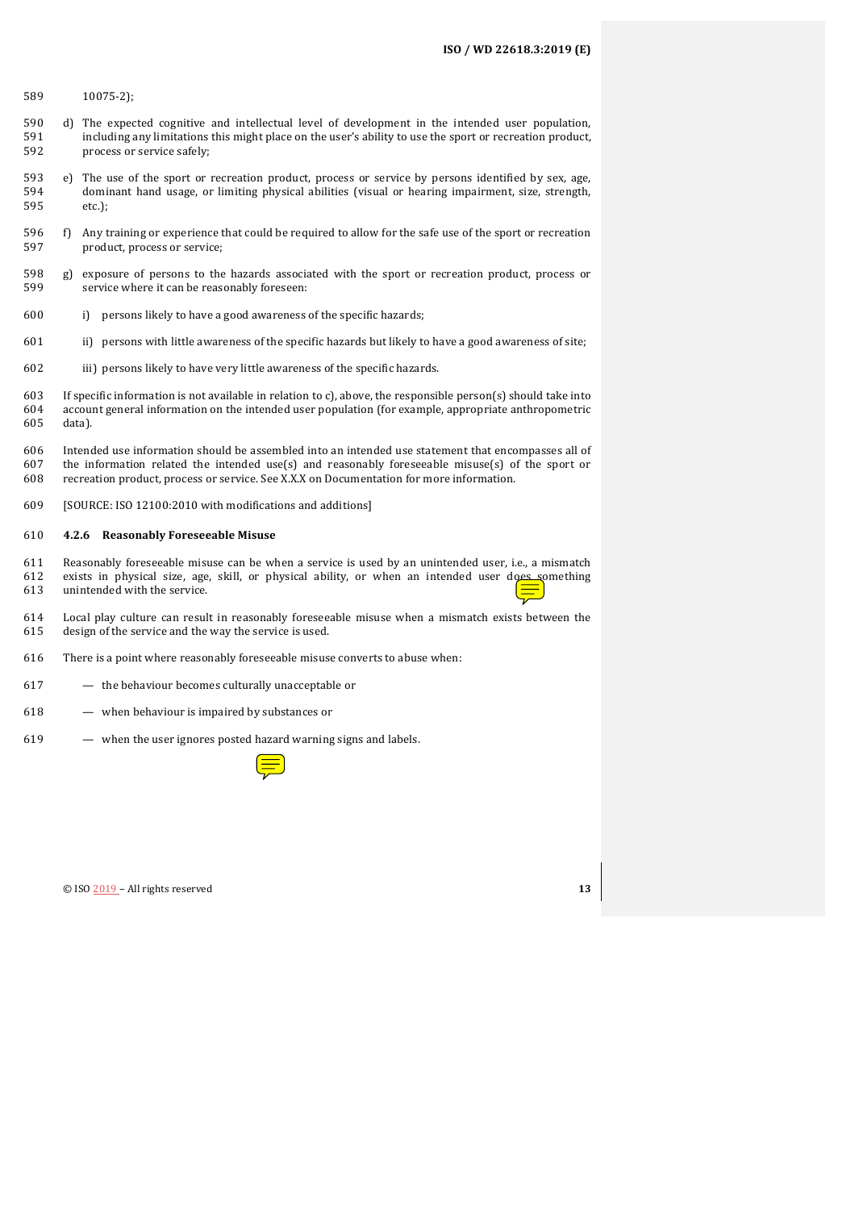10075-2);

d) The expected cognitive and intellectual level of development in the intended user population, including any limitations this might place on the user's ability to use the sport or recreation product, process or service safely;

e) The use of the sport or recreation product, process or service by persons identified by sex, age, dominant hand usage, or limiting physical abilities (visual or hearing impairment, size, strength, etc.);

f) Any training or experience that could be required to allow for the safe use of the sport or recreation product, process or service;

g) exposure of persons to the hazards associated with the sport or recreation product, process or service where it can be reasonably foreseen:

i) persons likely to have a good awareness of the specific hazards;

ii) persons with little awareness of the specific hazards but likely to have a good awareness of site;

iii) persons likely to have very little awareness of the specific hazards.

If specific information is not available in relation to c), above, the responsible person(s) should take into account general information on the intended user population (for example, appropriate anthropometric data).

Intended use information should be assembled into an intended use statement that encompasses all of the information related the intended use(s) and reasonably foreseeable misuse(s) of the sport or recreation product, process or service. See X.X.X on Documentation for more information.

[SOURCE: ISO 12100:2010 with modifications and additions]

### 4.2.6 Reasonably Foreseeable Misuse

Reasonably foreseeable misuse can be when a service is used by an unintended user, i.e., a mismatch exists in physical size, age, skill, or physical ability, or when an intended user does something unintended with the service.

Local play culture can result in reasonably foreseeable misuse when a mismatch exists between the design of the service and the way the service is used.

There is a point where reasonably foreseeable misuse converts to abuse when:

— the behaviour becomes culturally unacceptable or

— when behaviour is impaired by substances or

— when the user ignores posted hazard warning signs and labels.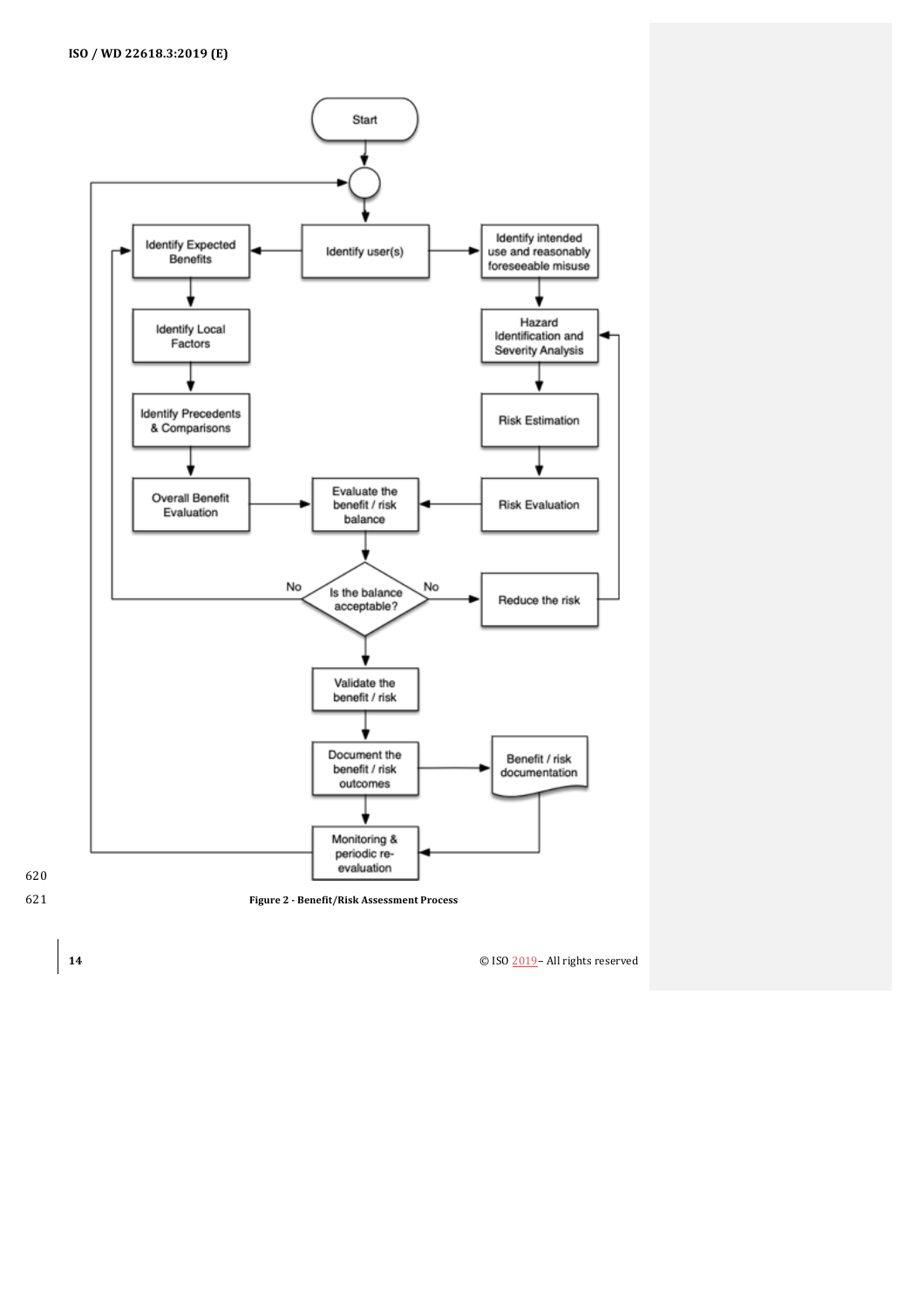Figure 2 - Benefit/Risk Assessment Process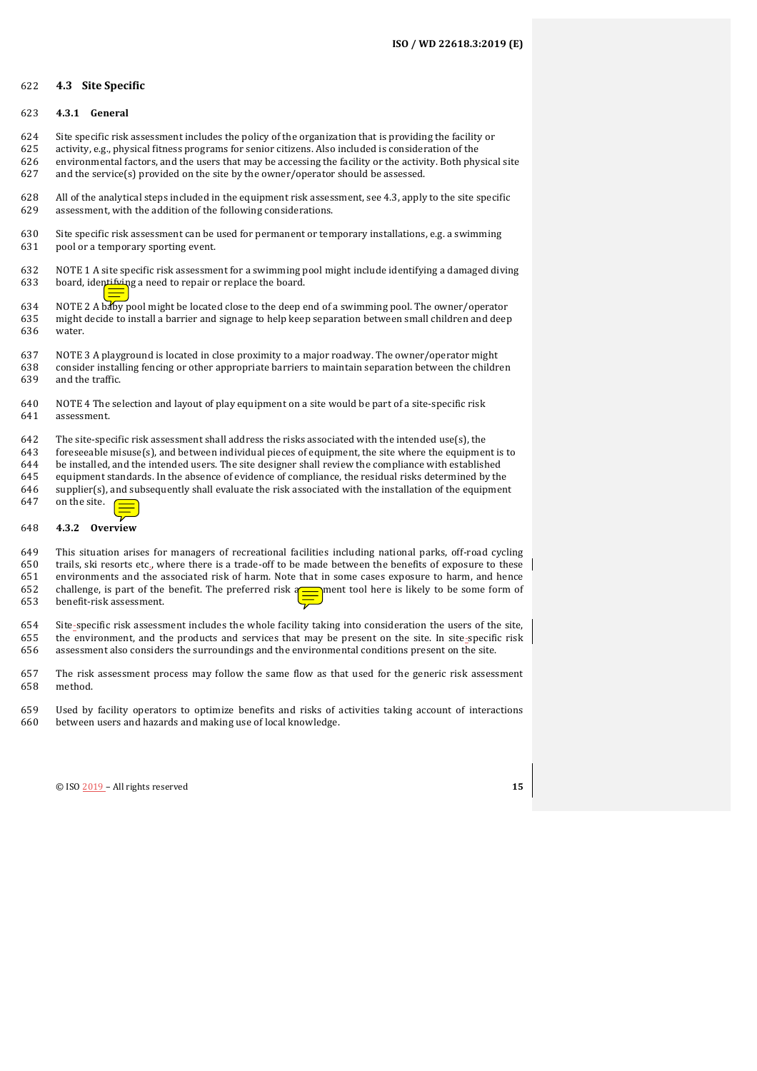## 4.3 Site Specific

### 4.3.1 General

Site specific risk assessment includes the policy of the organization that is providing the facility or activity, e.g., physical fitness programs for senior citizens. Also included is consideration of the environmental factors, and the users that may be accessing the facility or the activity. Both physical site and the service(s) provided on the site by the owner/operator should be assessed.

All of the analytical steps included in the equipment risk assessment, see 4.3, apply to the site specific assessment, with the addition of the following considerations.

Site specific risk assessment can be used for permanent or temporary installations, e.g. a swimming pool or a temporary sporting event.

NOTE 1 A site specific risk assessment for a swimming pool might include identifying a damaged diving board, identifying a need to repair or replace the board.

NOTE 2 A baby pool might be located close to the deep end of a swimming pool. The owner/operator might decide to install a barrier and signage to help keep separation between small children and deep water.

NOTE 3 A playground is located in close proximity to a major roadway. The owner/operator might consider installing fencing or other appropriate barriers to maintain separation between the children and the traffic.

NOTE 4 The selection and layout of play equipment on a site would be part of a site-specific risk assessment.

The site-specific risk assessment shall address the risks associated with the intended use(s), the foreseeable misuse(s), and between individual pieces of equipment, the site where the equipment is to be installed, and the intended users. The site designer shall review the compliance with established equipment standards. In the absence of evidence of compliance, the residual risks determined by the supplier(s), and subsequently shall evaluate the risk associated with the installation of the equipment on the site.

### 4.3.2 Overview

This situation arises for managers of recreational facilities including national parks, off-road cycling trails, ski resorts etc., where there is a trade-off to be made between the benefits of exposure to these environments and the associated risk of harm. Note that in some cases exposure to harm, and hence challenge, is part of the benefit. The preferred risk assessment tool here is likely to be some form of benefit-risk assessment.

Site-specific risk assessment includes the whole facility taking into consideration the users of the site, the environment, and the products and services that may be present on the site. In site-specific risk assessment also considers the surroundings and the environmental conditions present on the site.

The risk assessment process may follow the same flow as that used for the generic risk assessment method.

Used by facility operators to optimize benefits and risks of activities taking account of interactions between users and hazards and making use of local knowledge.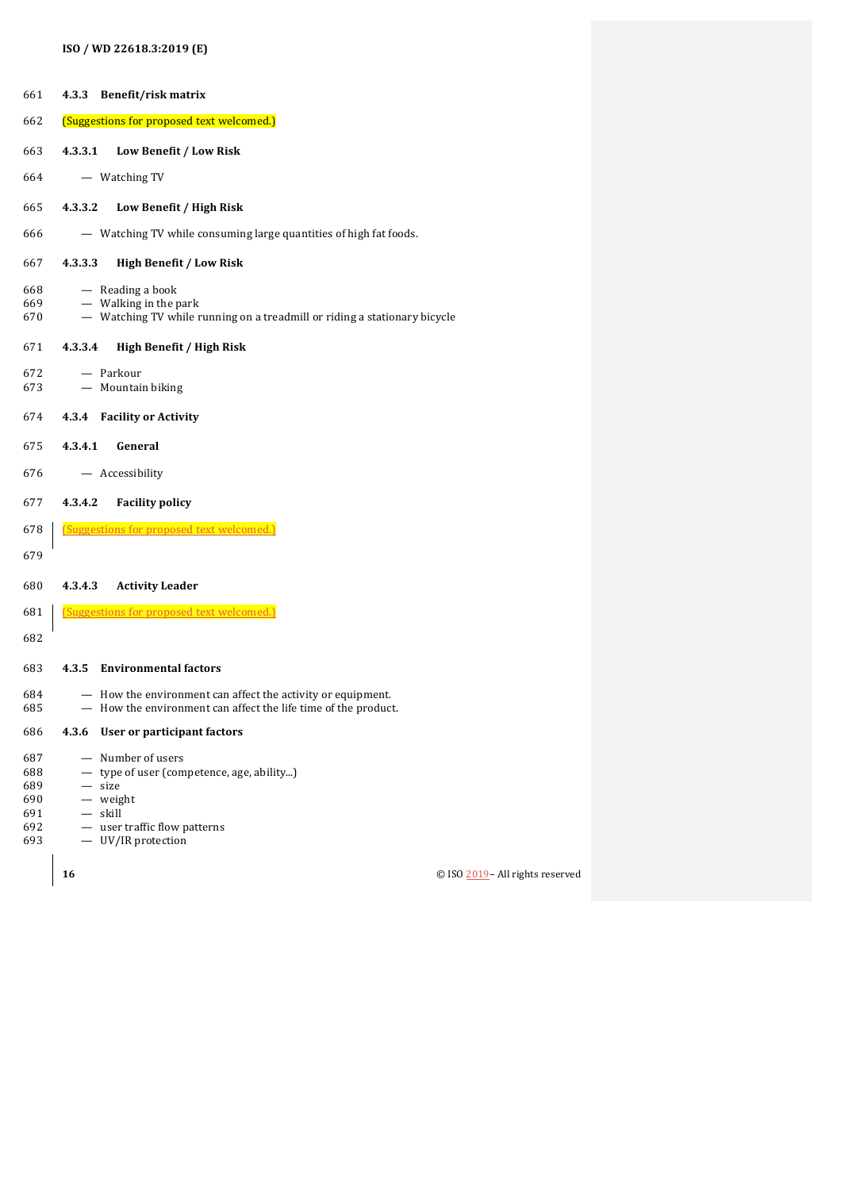### 4.3.3 Benefit/risk matrix

(Suggestions for proposed text welcomed.)

#### 4.3.3.1 Low Benefit / Low Risk

- Watching TV

#### 4.3.3.2 Low Benefit / High Risk

- Watching TV while consuming large quantities of high fat foods.

#### 4.3.3.3 High Benefit / Low Risk

- Reading a book
- Walking in the park
- Watching TV while running on a treadmill or riding a stationary bicycle

#### 4.3.3.4 High Benefit / High Risk

- Parkour
- Mountain biking

### 4.3.4 Facility or Activity

#### 4.3.4.1 General

- Accessibility

#### 4.3.4.2 Facility policy

(Suggestions for proposed text welcomed.)

#### 4.3.4.3 Activity Leader

(Suggestions for proposed text welcomed.)

### 4.3.5 Environmental factors

- How the environment can affect the activity or equipment.
- How the environment can affect the life time of the product.

### 4.3.6 User or participant factors

- Number of users
- type of user (competence, age, ability...)
- size
- weight
- skill
- user traffic flow patterns
- UV/IR protection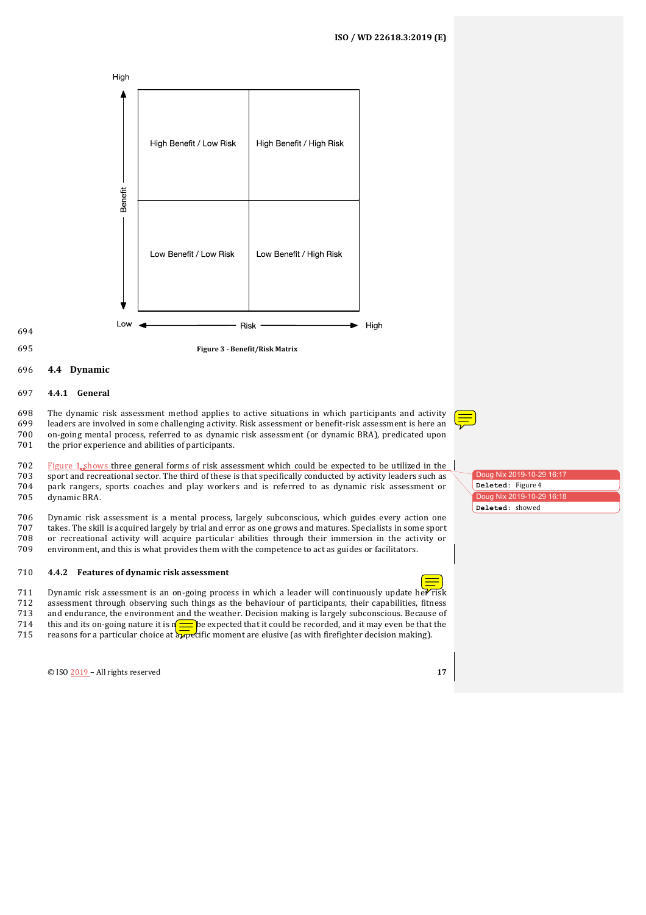| | Low Risk | High Risk |
|---|---|---|
| **High Benefit** | High Benefit / Low Risk | High Benefit / High Risk |
| **Low Benefit** | Low Benefit / Low Risk | Low Benefit / High Risk |

Benefit: Low → High (vertical axis); Risk: Low → High (horizontal axis)

**Figure 3 - Benefit/Risk Matrix**

## 4.4 Dynamic

### 4.4.1 General

The dynamic risk assessment method applies to active situations in which participants and activity leaders are involved in some challenging activity. Risk assessment or benefit-risk assessment is here an on-going mental process, referred to as dynamic risk assessment (or dynamic BRA), predicated upon the prior experience and abilities of participants.

Figure 1, shows three general forms of risk assessment which could be expected to be utilized in the sport and recreational sector. The third of these is that specifically conducted by activity leaders such as park rangers, sports coaches and play workers and is referred to as dynamic risk assessment or dynamic BRA.

Dynamic risk assessment is a mental process, largely subconscious, which guides every action one takes. The skill is acquired largely by trial and error as one grows and matures. Specialists in some sport or recreational activity will acquire particular abilities through their immersion in the activity or environment, and this is what provides them with the competence to act as guides or facilitators.

### 4.4.2 Features of dynamic risk assessment

Dynamic risk assessment is an on-going process in which a leader will continuously update her risk assessment through observing such things as the behaviour of participants, their capabilities, fitness and endurance, the environment and the weather. Decision making is largely subconscious. Because of this and its on-going nature it is not be expected that it could be recorded, and it may even be that the reasons for a particular choice at a specific moment are elusive (as with firefighter decision making).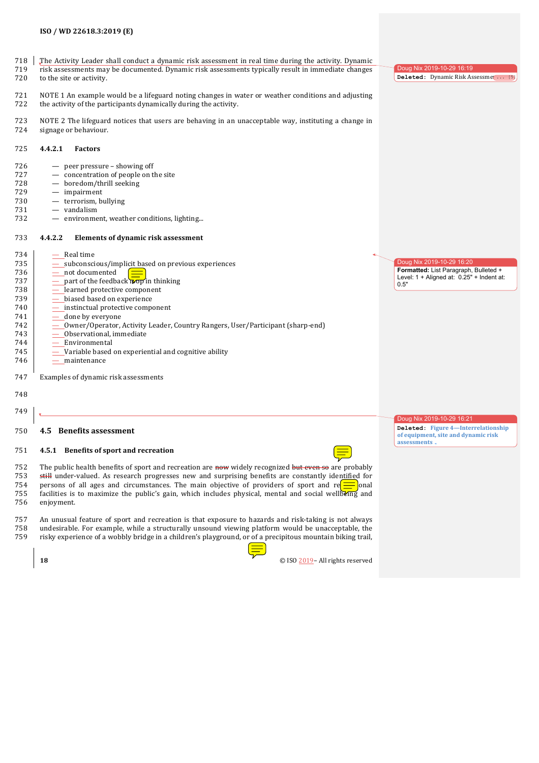The Activity Leader shall conduct a dynamic risk assessment in real time during the activity. Dynamic risk assessments may be documented. Dynamic risk assessments typically result in immediate changes to the site or activity.

NOTE 1 An example would be a lifeguard noting changes in water or weather conditions and adjusting the activity of the participants dynamically during the activity.

NOTE 2 The lifeguard notices that users are behaving in an unacceptable way, instituting a change in signage or behaviour.

#### 4.4.2.1 Factors

- peer pressure – showing off
- concentration of people on the site
- boredom/thrill seeking
- impairment
- terrorism, bullying
- vandalism
- environment, weather conditions, lighting...

#### 4.4.2.2 Elements of dynamic risk assessment

- Real time
- subconscious/implicit based on previous experiences
- not documented
- part of the feedback loop in thinking
- learned protective component
- biased based on experience
- instinctual protective component
- done by everyone
- Owner/Operator, Activity Leader, Country Rangers, User/Participant (sharp-end)
- Observational, immediate
- Environmental
- Variable based on experiential and cognitive ability
- maintenance

Examples of dynamic risk assessments

## 4.5 Benefits assessment

### 4.5.1 Benefits of sport and recreation

The public health benefits of sport and recreation are ~~now~~ widely recognized ~~but even so~~ are probably ~~still~~ under-valued. As research progresses new and surprising benefits are constantly identified for persons of all ages and circumstances. The main objective of providers of sport and recreational facilities is to maximize the public's gain, which includes physical, mental and social wellbeing and enjoyment.

An unusual feature of sport and recreation is that exposure to hazards and risk-taking is not always undesirable. For example, while a structurally unsound viewing platform would be unacceptable, the risky experience of a wobbly bridge in a children's playground, or of a precipitous mountain biking trail,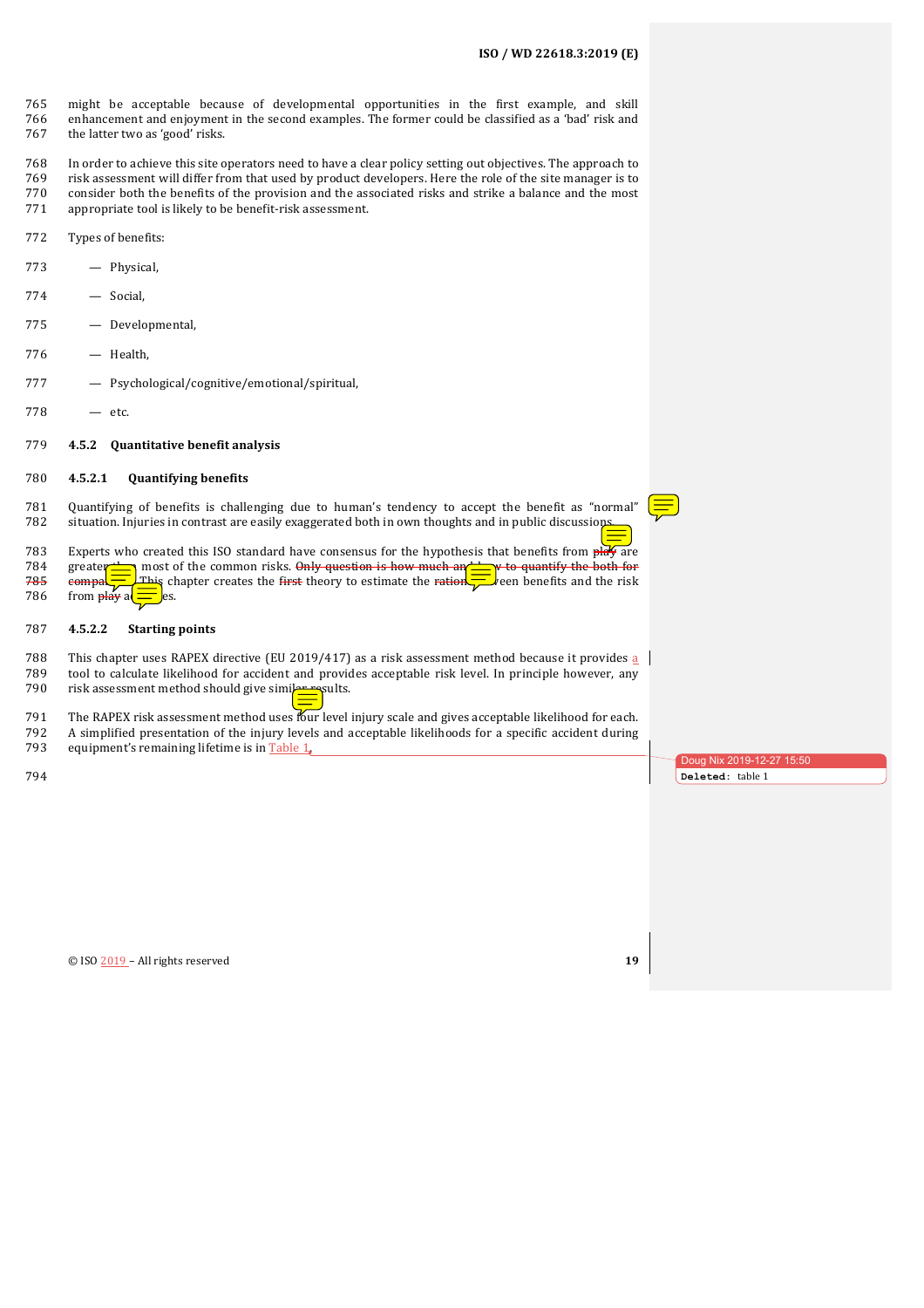might be acceptable because of developmental opportunities in the first example, and skill enhancement and enjoyment in the second examples. The former could be classified as a 'bad' risk and the latter two as 'good' risks.

In order to achieve this site operators need to have a clear policy setting out objectives. The approach to risk assessment will differ from that used by product developers. Here the role of the site manager is to consider both the benefits of the provision and the associated risks and strike a balance and the most appropriate tool is likely to be benefit-risk assessment.

Types of benefits:

- Physical,
- Social,
- Developmental,
- Health,
- Psychological/cognitive/emotional/spiritual,
- etc.

### 4.5.2 Quantitative benefit analysis

#### 4.5.2.1 Quantifying benefits

Quantifying of benefits is challenging due to human's tendency to accept the benefit as "normal" situation. Injuries in contrast are easily exaggerated both in own thoughts and in public discussions.

Experts who created this ISO standard have consensus for the hypothesis that benefits from ~~play~~ are greater than most of the common risks. ~~Only question is how much and how to quantify the both for comparison.~~ This chapter creates the ~~first~~ theory to estimate the ~~ration~~ between benefits and the risk from ~~play~~ activities.

#### 4.5.2.2 Starting points

This chapter uses RAPEX directive (EU 2019/417) as a risk assessment method because it provides a tool to calculate likelihood for accident and provides acceptable risk level. In principle however, any risk assessment method should give similar results.

The RAPEX risk assessment method uses four level injury scale and gives acceptable likelihood for each. A simplified presentation of the injury levels and acceptable likelihoods for a specific accident during equipment's remaining lifetime is in Table 1.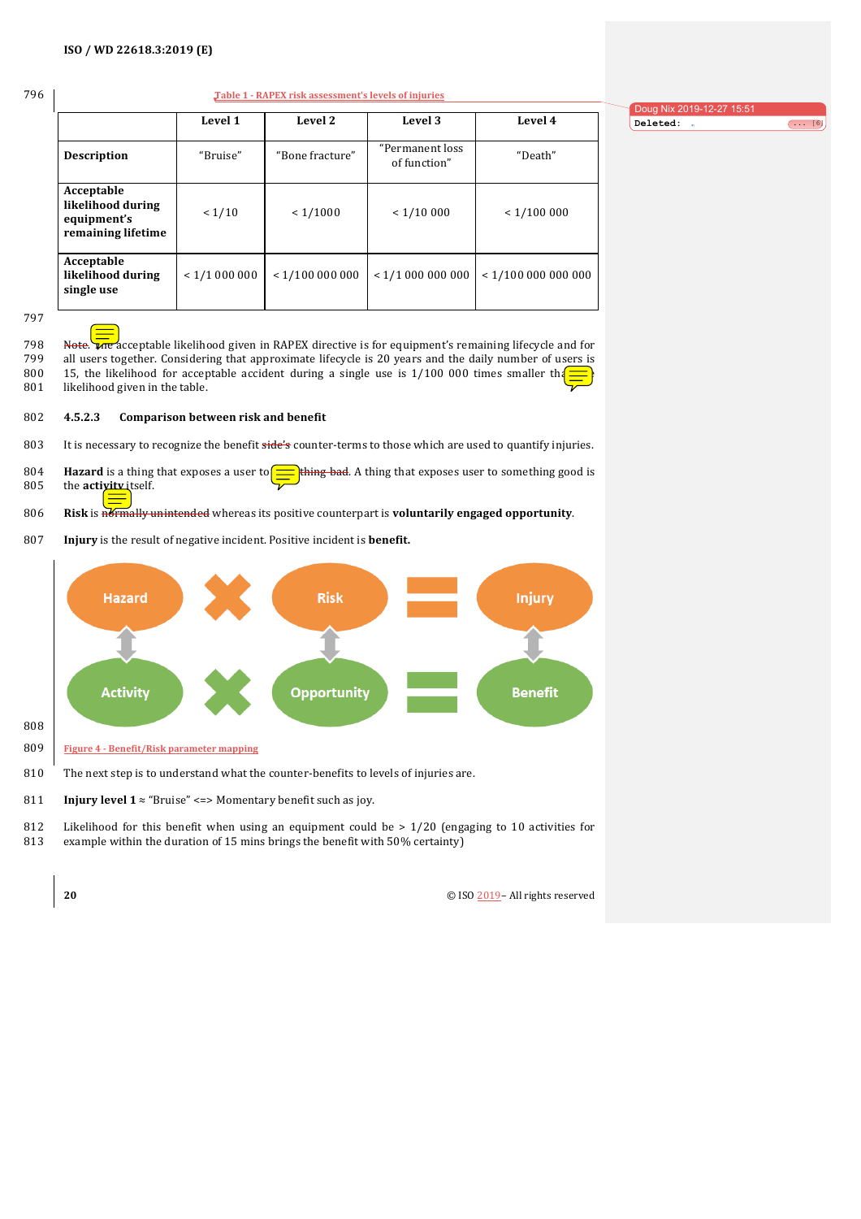Table 1 - RAPEX risk assessment's levels of injuries

| | Level 1 | Level 2 | Level 3 | Level 4 |
|---|---|---|---|---|
| **Description** | "Bruise" | "Bone fracture" | "Permanent loss of function" | "Death" |
| **Acceptable likelihood during equipment's remaining lifetime** | < 1/10 | < 1/1000 | < 1/10 000 | < 1/100 000 |
| **Acceptable likelihood during single use** | < 1/1 000 000 | < 1/100 000 000 | < 1/1 000 000 000 | < 1/100 000 000 000 |

~~Note.~~ The acceptable likelihood given in RAPEX directive is for equipment's remaining lifecycle and for all users together. Considering that approximate lifecycle is 20 years and the daily number of users is 15, the likelihood for acceptable accident during a single use is 1/100 000 times smaller than the likelihood given in the table.

#### 4.5.2.3 Comparison between risk and benefit

It is necessary to recognize the benefit ~~side's~~ counter-terms to those which are used to quantify injuries.

**Hazard** is a thing that exposes a user to ~~thing bad~~. A thing that exposes user to something good is the **activity** itself.

**Risk** is ~~normally unintended~~ whereas its positive counterpart is **voluntarily engaged opportunity**.

**Injury** is the result of negative incident. Positive incident is **benefit.**

Hazard × Risk = Injury

Activity × Opportunity = Benefit

Figure 4 - Benefit/Risk parameter mapping

The next step is to understand what the counter-benefits to levels of injuries are.

**Injury level 1** ≈ "Bruise" <=> Momentary benefit such as joy.

Likelihood for this benefit when using an equipment could be > 1/20 (engaging to 10 activities for example within the duration of 15 mins brings the benefit with 50% certainty)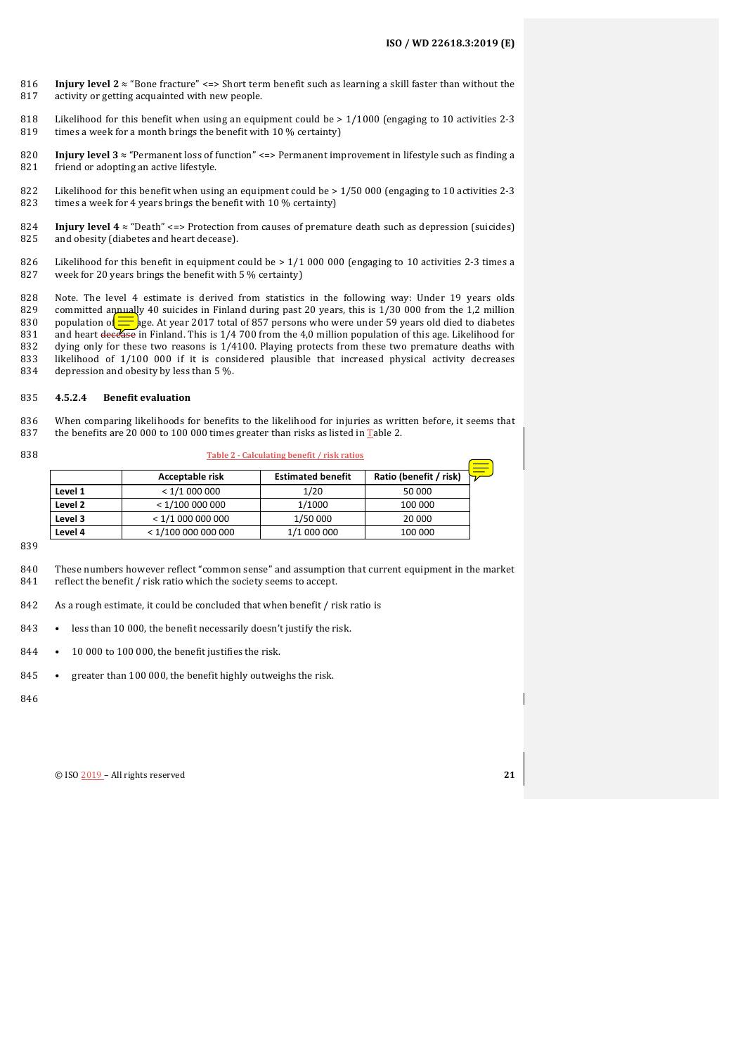**Injury level 2** ≈ “Bone fracture” <=> Short term benefit such as learning a skill faster than without the activity or getting acquainted with new people.

Likelihood for this benefit when using an equipment could be > 1/1000 (engaging to 10 activities 2-3 times a week for a month brings the benefit with 10 % certainty)

**Injury level 3** ≈ “Permanent loss of function” <=> Permanent improvement in lifestyle such as finding a friend or adopting an active lifestyle.

Likelihood for this benefit when using an equipment could be > 1/50 000 (engaging to 10 activities 2-3 times a week for 4 years brings the benefit with 10 % certainty)

**Injury level 4** ≈ “Death” <=> Protection from causes of premature death such as depression (suicides) and obesity (diabetes and heart decease).

Likelihood for this benefit in equipment could be > 1/1 000 000 (engaging to 10 activities 2-3 times a week for 20 years brings the benefit with 5 % certainty)

Note. The level 4 estimate is derived from statistics in the following way: Under 19 years olds committed annually 40 suicides in Finland during past 20 years, this is 1/30 000 from the 1,2 million population of age. At year 2017 total of 857 persons who were under 59 years old died to diabetes and heart ~~decease~~ in Finland. This is 1/4 700 from the 4,0 million population of this age. Likelihood for dying only for these two reasons is 1/4100. Playing protects from these two premature deaths with likelihood of 1/100 000 if it is considered plausible that increased physical activity decreases depression and obesity by less than 5 %.

#### 4.5.2.4 Benefit evaluation

When comparing likelihoods for benefits to the likelihood for injuries as written before, it seems that the benefits are 20 000 to 100 000 times greater than risks as listed in Table 2.

**Table 2 - Calculating benefit / risk ratios**

| | Acceptable risk | Estimated benefit | Ratio (benefit / risk) |
|---|---|---|---|
| **Level 1** | < 1/1 000 000 | 1/20 | 50 000 |
| **Level 2** | < 1/100 000 000 | 1/1000 | 100 000 |
| **Level 3** | < 1/1 000 000 000 | 1/50 000 | 20 000 |
| **Level 4** | < 1/100 000 000 000 | 1/1 000 000 | 100 000 |

These numbers however reflect “common sense” and assumption that current equipment in the market reflect the benefit / risk ratio which the society seems to accept.

As a rough estimate, it could be concluded that when benefit / risk ratio is

- less than 10 000, the benefit necessarily doesn’t justify the risk.
- 10 000 to 100 000, the benefit justifies the risk.
- greater than 100 000, the benefit highly outweighs the risk.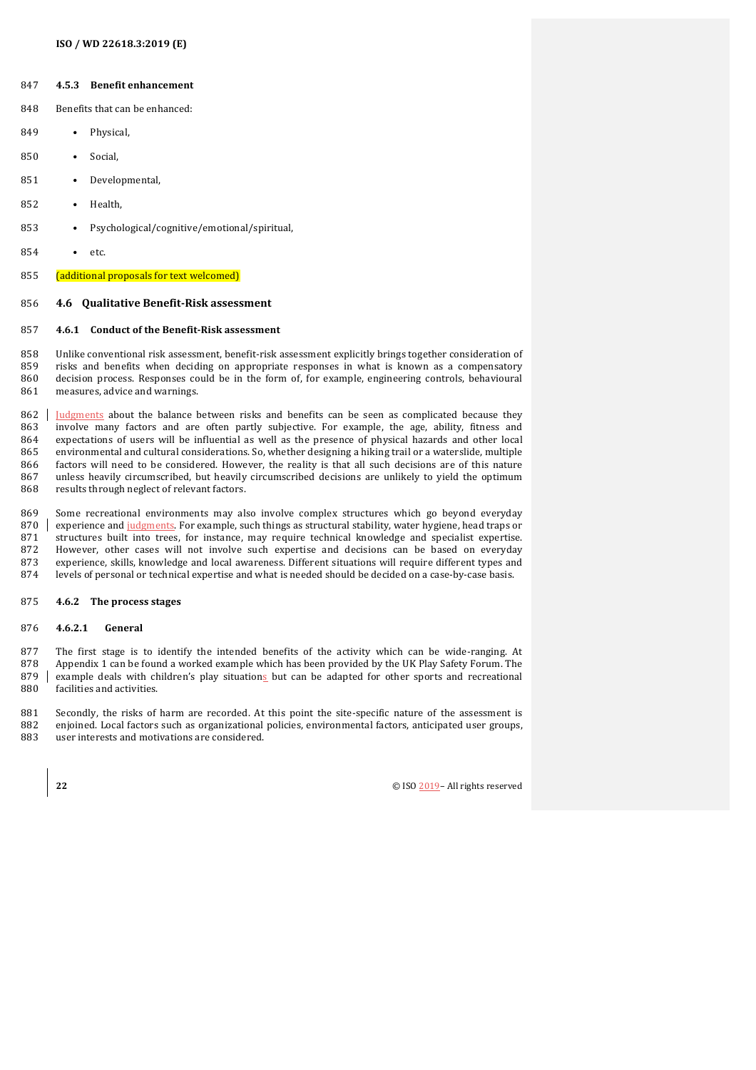### 4.5.3 Benefit enhancement

Benefits that can be enhanced:

- Physical,
- Social,
- Developmental,
- Health,
- Psychological/cognitive/emotional/spiritual,
- etc.

(additional proposals for text welcomed)

## 4.6 Qualitative Benefit-Risk assessment

### 4.6.1 Conduct of the Benefit-Risk assessment

Unlike conventional risk assessment, benefit-risk assessment explicitly brings together consideration of risks and benefits when deciding on appropriate responses in what is known as a compensatory decision process. Responses could be in the form of, for example, engineering controls, behavioural measures, advice and warnings.

Judgments about the balance between risks and benefits can be seen as complicated because they involve many factors and are often partly subjective. For example, the age, ability, fitness and expectations of users will be influential as well as the presence of physical hazards and other local environmental and cultural considerations. So, whether designing a hiking trail or a waterslide, multiple factors will need to be considered. However, the reality is that all such decisions are of this nature unless heavily circumscribed, but heavily circumscribed decisions are unlikely to yield the optimum results through neglect of relevant factors.

Some recreational environments may also involve complex structures which go beyond everyday experience and judgments. For example, such things as structural stability, water hygiene, head traps or structures built into trees, for instance, may require technical knowledge and specialist expertise. However, other cases will not involve such expertise and decisions can be based on everyday experience, skills, knowledge and local awareness. Different situations will require different types and levels of personal or technical expertise and what is needed should be decided on a case-by-case basis.

### 4.6.2 The process stages

#### 4.6.2.1 General

The first stage is to identify the intended benefits of the activity which can be wide-ranging. At Appendix 1 can be found a worked example which has been provided by the UK Play Safety Forum. The example deals with children's play situations but can be adapted for other sports and recreational facilities and activities.

Secondly, the risks of harm are recorded. At this point the site-specific nature of the assessment is enjoined. Local factors such as organizational policies, environmental factors, anticipated user groups, user interests and motivations are considered.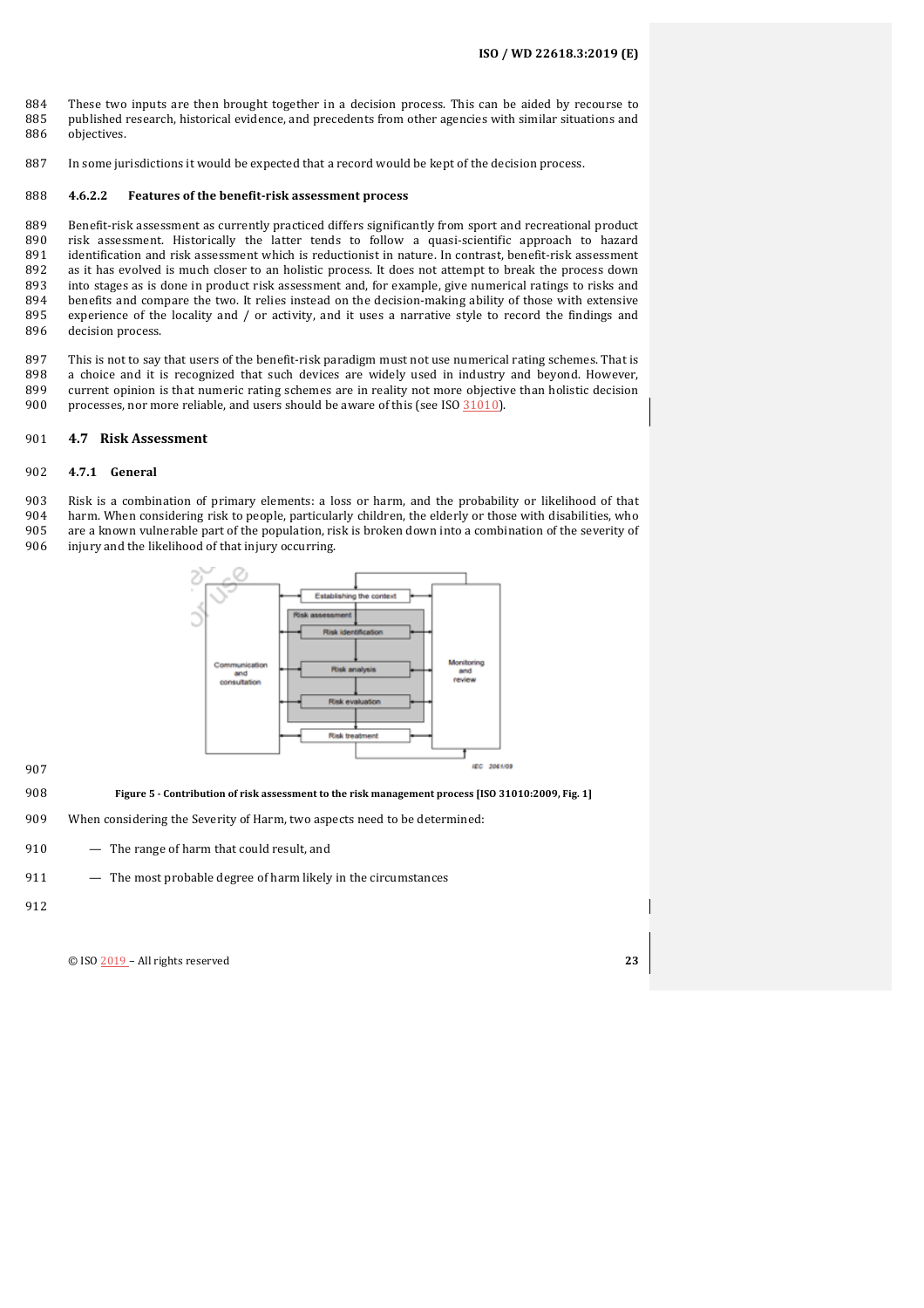These two inputs are then brought together in a decision process. This can be aided by recourse to published research, historical evidence, and precedents from other agencies with similar situations and objectives.

In some jurisdictions it would be expected that a record would be kept of the decision process.

#### 4.6.2.2 Features of the benefit-risk assessment process

Benefit-risk assessment as currently practiced differs significantly from sport and recreational product risk assessment. Historically the latter tends to follow a quasi-scientific approach to hazard identification and risk assessment which is reductionist in nature. In contrast, benefit-risk assessment as it has evolved is much closer to an holistic process. It does not attempt to break the process down into stages as is done in product risk assessment and, for example, give numerical ratings to risks and benefits and compare the two. It relies instead on the decision-making ability of those with extensive experience of the locality and / or activity, and it uses a narrative style to record the findings and decision process.

This is not to say that users of the benefit-risk paradigm must not use numerical rating schemes. That is a choice and it is recognized that such devices are widely used in industry and beyond. However, current opinion is that numeric rating schemes are in reality not more objective than holistic decision processes, nor more reliable, and users should be aware of this (see ISO 31010).

## 4.7 Risk Assessment

### 4.7.1 General

Risk is a combination of primary elements: a loss or harm, and the probability or likelihood of that harm. When considering risk to people, particularly children, the elderly or those with disabilities, who are a known vulnerable part of the population, risk is broken down into a combination of the severity of injury and the likelihood of that injury occurring.

**Figure 5 - Contribution of risk assessment to the risk management process [ISO 31010:2009, Fig. 1]**

When considering the Severity of Harm, two aspects need to be determined:

— The range of harm that could result, and

— The most probable degree of harm likely in the circumstances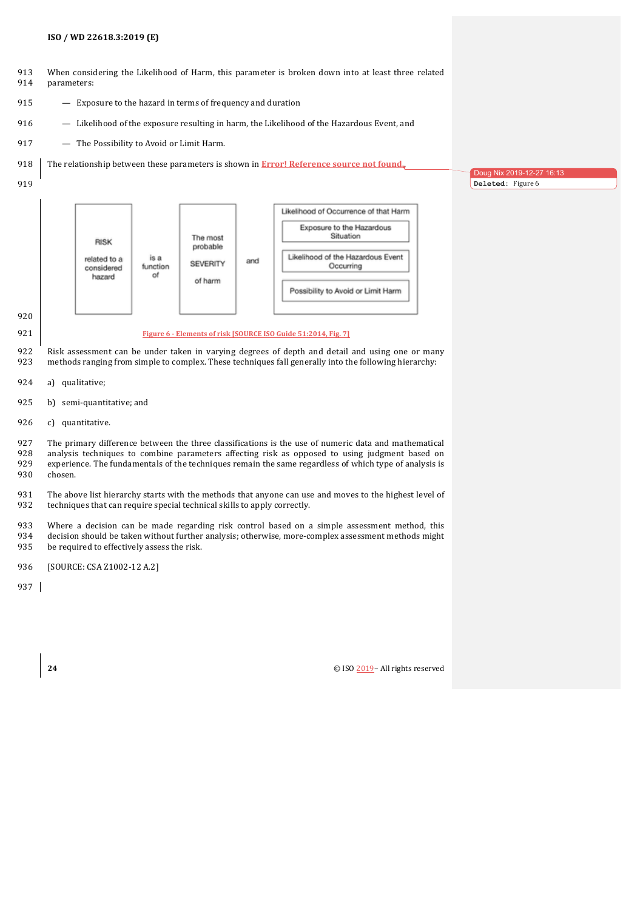When considering the Likelihood of Harm, this parameter is broken down into at least three related parameters:

— Exposure to the hazard in terms of frequency and duration

— Likelihood of the exposure resulting in harm, the Likelihood of the Hazardous Event, and

— The Possibility to Avoid or Limit Harm.

The relationship between these parameters is shown in **Error! Reference source not found.**.

| RISK related to a considered hazard | is a function of | The most probable SEVERITY of harm | and | Likelihood of Occurrence of that Harm: Exposure to the Hazardous Situation; Likelihood of the Hazardous Event Occurring; Possibility to Avoid or Limit Harm |
|---|---|---|---|---|

**Figure 6 - Elements of risk [SOURCE ISO Guide 51:2014, Fig. 7]**

Risk assessment can be under taken in varying degrees of depth and detail and using one or many methods ranging from simple to complex. These techniques fall generally into the following hierarchy:

a) qualitative;

b) semi-quantitative; and

c) quantitative.

The primary difference between the three classifications is the use of numeric data and mathematical analysis techniques to combine parameters affecting risk as opposed to using judgment based on experience. The fundamentals of the techniques remain the same regardless of which type of analysis is chosen.

The above list hierarchy starts with the methods that anyone can use and moves to the highest level of techniques that can require special technical skills to apply correctly.

Where a decision can be made regarding risk control based on a simple assessment method, this decision should be taken without further analysis; otherwise, more-complex assessment methods might be required to effectively assess the risk.

[SOURCE: CSA Z1002-12 A.2]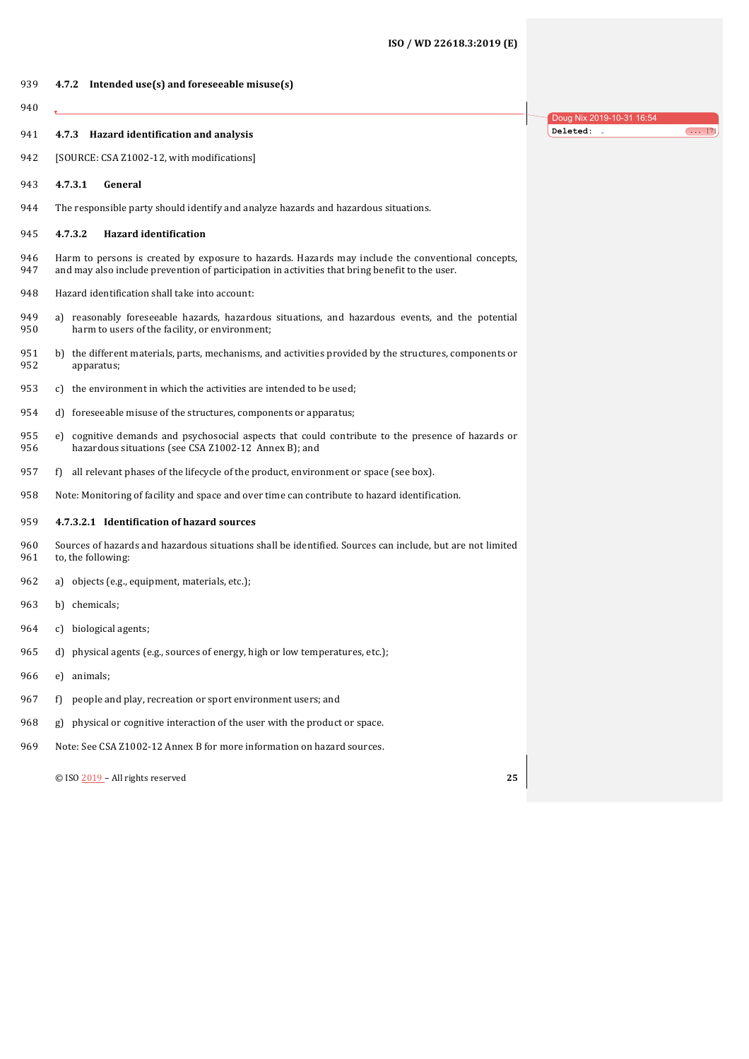#### 4.7.2 Intended use(s) and foreseeable misuse(s)

#### 4.7.3 Hazard identification and analysis

[SOURCE: CSA Z1002-12, with modifications]

##### 4.7.3.1 General

The responsible party should identify and analyze hazards and hazardous situations.

##### 4.7.3.2 Hazard identification

Harm to persons is created by exposure to hazards. Hazards may include the conventional concepts, and may also include prevention of participation in activities that bring benefit to the user.

Hazard identification shall take into account:

a) reasonably foreseeable hazards, hazardous situations, and hazardous events, and the potential harm to users of the facility, or environment;

b) the different materials, parts, mechanisms, and activities provided by the structures, components or apparatus;

c) the environment in which the activities are intended to be used;

d) foreseeable misuse of the structures, components or apparatus;

e) cognitive demands and psychosocial aspects that could contribute to the presence of hazards or hazardous situations (see CSA Z1002-12 Annex B); and

f) all relevant phases of the lifecycle of the product, environment or space (see box).

Note: Monitoring of facility and space and over time can contribute to hazard identification.

###### 4.7.3.2.1 Identification of hazard sources

Sources of hazards and hazardous situations shall be identified. Sources can include, but are not limited to, the following:

a) objects (e.g., equipment, materials, etc.);

b) chemicals;

c) biological agents;

d) physical agents (e.g., sources of energy, high or low temperatures, etc.);

e) animals;

f) people and play, recreation or sport environment users; and

g) physical or cognitive interaction of the user with the product or space.

Note: See CSA Z1002-12 Annex B for more information on hazard sources.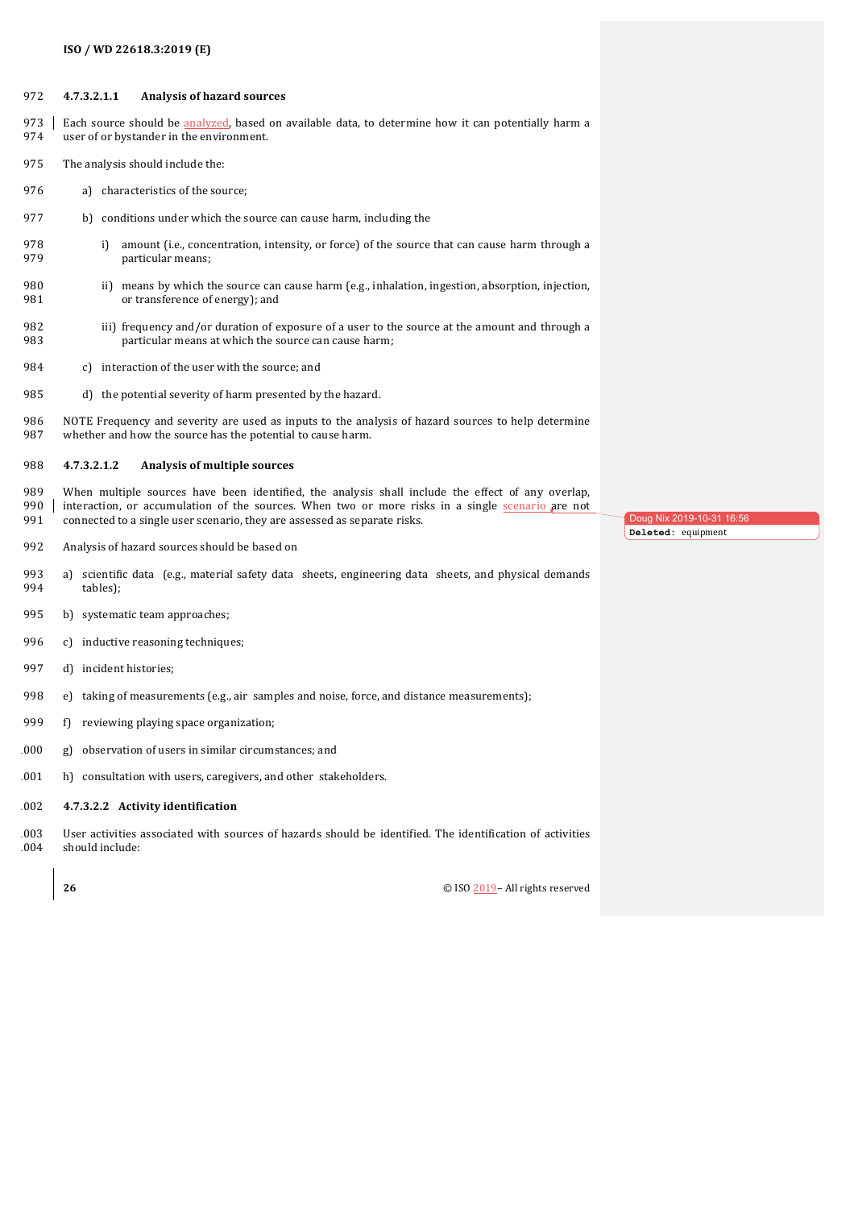#### 4.7.3.2.1.1 Analysis of hazard sources

Each source should be analyzed, based on available data, to determine how it can potentially harm a user of or bystander in the environment.

The analysis should include the:

a) characteristics of the source;

b) conditions under which the source can cause harm, including the

   i) amount (i.e., concentration, intensity, or force) of the source that can cause harm through a particular means;

   ii) means by which the source can cause harm (e.g., inhalation, ingestion, absorption, injection, or transference of energy); and

   iii) frequency and/or duration of exposure of a user to the source at the amount and through a particular means at which the source can cause harm;

c) interaction of the user with the source; and

d) the potential severity of harm presented by the hazard.

NOTE Frequency and severity are used as inputs to the analysis of hazard sources to help determine whether and how the source has the potential to cause harm.

#### 4.7.3.2.1.2 Analysis of multiple sources

When multiple sources have been identified, the analysis shall include the effect of any overlap, interaction, or accumulation of the sources. When two or more risks in a single scenario are not connected to a single user scenario, they are assessed as separate risks.

Analysis of hazard sources should be based on

a) scientific data (e.g., material safety data sheets, engineering data sheets, and physical demands tables);

b) systematic team approaches;

c) inductive reasoning techniques;

d) incident histories;

e) taking of measurements (e.g., air samples and noise, force, and distance measurements);

f) reviewing playing space organization;

g) observation of users in similar circumstances; and

h) consultation with users, caregivers, and other stakeholders.

#### 4.7.3.2.2 Activity identification

User activities associated with sources of hazards should be identified. The identification of activities should include: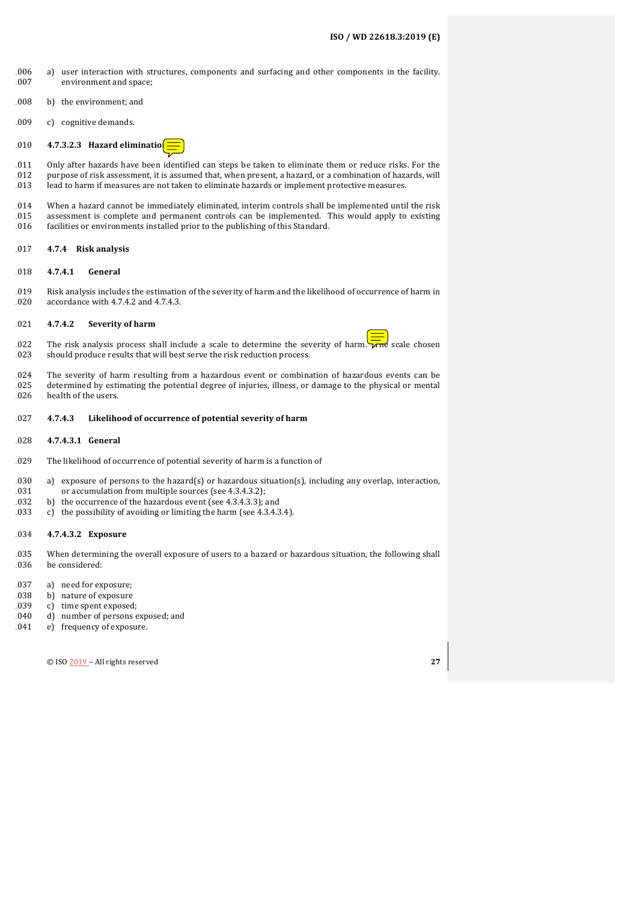a) user interaction with structures, components and surfacing and other components in the facility. environment and space;

b) the environment; and

c) cognitive demands.

#### 4.7.3.2.3 Hazard elimination

Only after hazards have been identified can steps be taken to eliminate them or reduce risks. For the purpose of risk assessment, it is assumed that, when present, a hazard, or a combination of hazards, will lead to harm if measures are not taken to eliminate hazards or implement protective measures.

When a hazard cannot be immediately eliminated, interim controls shall be implemented until the risk assessment is complete and permanent controls can be implemented. This would apply to existing facilities or environments installed prior to the publishing of this Standard.

## 4.7.4 Risk analysis

### 4.7.4.1 General

Risk analysis includes the estimation of the severity of harm and the likelihood of occurrence of harm in accordance with 4.7.4.2 and 4.7.4.3.

### 4.7.4.2 Severity of harm

The risk analysis process shall include a scale to determine the severity of harm. The scale chosen should produce results that will best serve the risk reduction process.

The severity of harm resulting from a hazardous event or combination of hazardous events can be determined by estimating the potential degree of injuries, illness, or damage to the physical or mental health of the users.

### 4.7.4.3 Likelihood of occurrence of potential severity of harm

#### 4.7.4.3.1 General

The likelihood of occurrence of potential severity of harm is a function of

a) exposure of persons to the hazard(s) or hazardous situation(s), including any overlap, interaction, or accumulation from multiple sources (see 4.3.4.3.2);
b) the occurrence of the hazardous event (see 4.3.4.3.3); and
c) the possibility of avoiding or limiting the harm (see 4.3.4.3.4).

#### 4.7.4.3.2 Exposure

When determining the overall exposure of users to a hazard or hazardous situation, the following shall be considered:

a) need for exposure;
b) nature of exposure
c) time spent exposed;
d) number of persons exposed; and
e) frequency of exposure.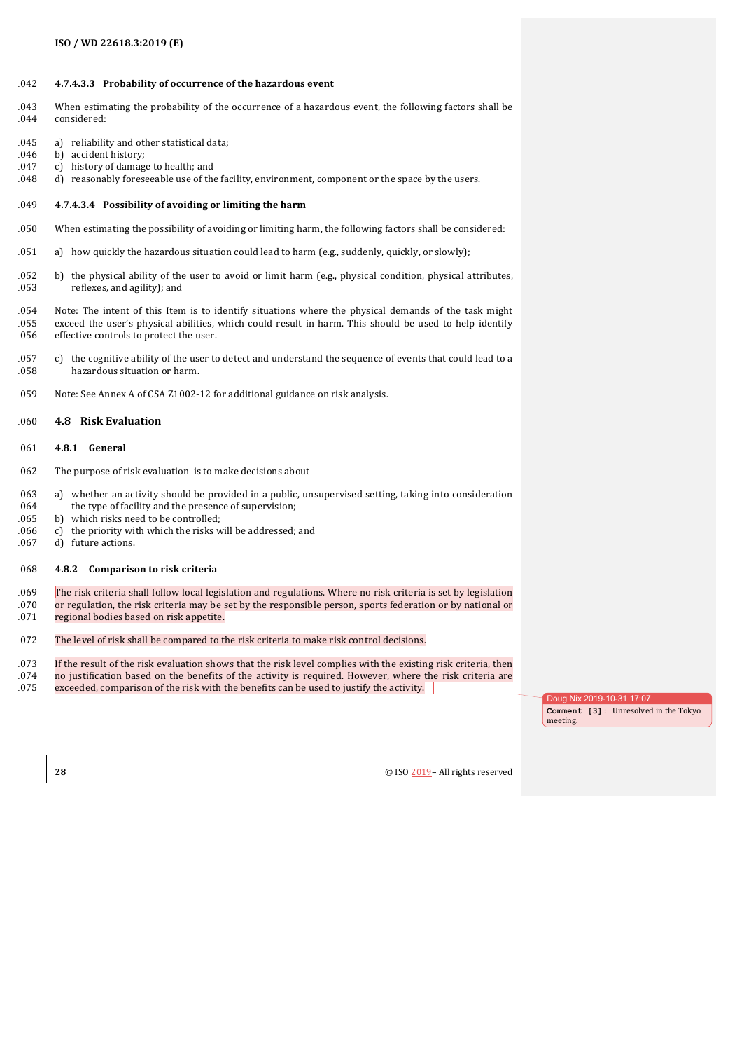#### 4.7.4.3.3 Probability of occurrence of the hazardous event

When estimating the probability of the occurrence of a hazardous event, the following factors shall be considered:

a) reliability and other statistical data;
b) accident history;
c) history of damage to health; and
d) reasonably foreseeable use of the facility, environment, component or the space by the users.

#### 4.7.4.3.4 Possibility of avoiding or limiting the harm

When estimating the possibility of avoiding or limiting harm, the following factors shall be considered:

a) how quickly the hazardous situation could lead to harm (e.g., suddenly, quickly, or slowly);

b) the physical ability of the user to avoid or limit harm (e.g., physical condition, physical attributes, reflexes, and agility); and

Note: The intent of this Item is to identify situations where the physical demands of the task might exceed the user's physical abilities, which could result in harm. This should be used to help identify effective controls to protect the user.

c) the cognitive ability of the user to detect and understand the sequence of events that could lead to a hazardous situation or harm.

Note: See Annex A of CSA Z1002-12 for additional guidance on risk analysis.

## 4.8 Risk Evaluation

### 4.8.1 General

The purpose of risk evaluation is to make decisions about

a) whether an activity should be provided in a public, unsupervised setting, taking into consideration the type of facility and the presence of supervision;
b) which risks need to be controlled;
c) the priority with which the risks will be addressed; and
d) future actions.

### 4.8.2 Comparison to risk criteria

The risk criteria shall follow local legislation and regulations. Where no risk criteria is set by legislation or regulation, the risk criteria may be set by the responsible person, sports federation or by national or regional bodies based on risk appetite.

The level of risk shall be compared to the risk criteria to make risk control decisions.

If the result of the risk evaluation shows that the risk level complies with the existing risk criteria, then no justification based on the benefits of the activity is required. However, where the risk criteria are exceeded, comparison of the risk with the benefits can be used to justify the activity.

Doug Nix 2019-10-31 17:07
Comment [3]: Unresolved in the Tokyo meeting.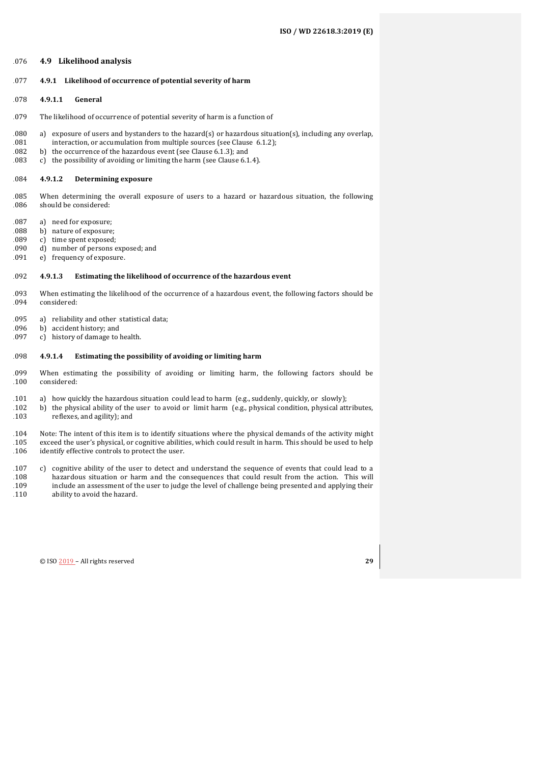## 4.9 Likelihood analysis

### 4.9.1 Likelihood of occurrence of potential severity of harm

#### 4.9.1.1 General

The likelihood of occurrence of potential severity of harm is a function of

a) exposure of users and bystanders to the hazard(s) or hazardous situation(s), including any overlap, interaction, or accumulation from multiple sources (see Clause 6.1.2);
b) the occurrence of the hazardous event (see Clause 6.1.3); and
c) the possibility of avoiding or limiting the harm (see Clause 6.1.4).

#### 4.9.1.2 Determining exposure

When determining the overall exposure of users to a hazard or hazardous situation, the following should be considered:

a) need for exposure;
b) nature of exposure;
c) time spent exposed;
d) number of persons exposed; and
e) frequency of exposure.

#### 4.9.1.3 Estimating the likelihood of occurrence of the hazardous event

When estimating the likelihood of the occurrence of a hazardous event, the following factors should be considered:

a) reliability and other statistical data;
b) accident history; and
c) history of damage to health.

#### 4.9.1.4 Estimating the possibility of avoiding or limiting harm

When estimating the possibility of avoiding or limiting harm, the following factors should be considered:

a) how quickly the hazardous situation could lead to harm (e.g., suddenly, quickly, or slowly);
b) the physical ability of the user to avoid or limit harm (e.g., physical condition, physical attributes, reflexes, and agility); and

Note: The intent of this item is to identify situations where the physical demands of the activity might exceed the user's physical, or cognitive abilities, which could result in harm. This should be used to help identify effective controls to protect the user.

c) cognitive ability of the user to detect and understand the sequence of events that could lead to a hazardous situation or harm and the consequences that could result from the action. This will include an assessment of the user to judge the level of challenge being presented and applying their ability to avoid the hazard.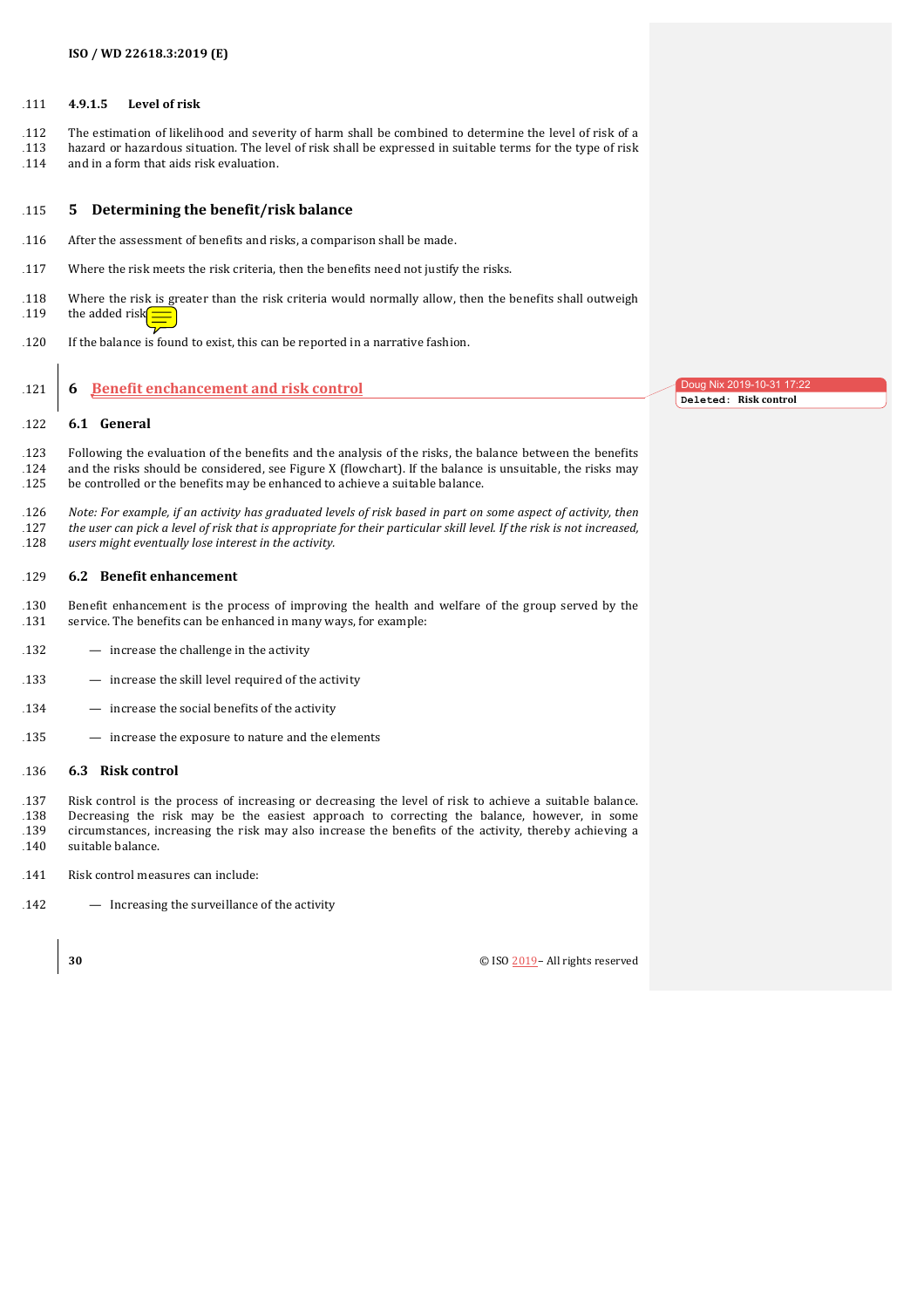#### 4.9.1.5 Level of risk

The estimation of likelihood and severity of harm shall be combined to determine the level of risk of a hazard or hazardous situation. The level of risk shall be expressed in suitable terms for the type of risk and in a form that aids risk evaluation.

# 5 Determining the benefit/risk balance

After the assessment of benefits and risks, a comparison shall be made.

Where the risk meets the risk criteria, then the benefits need not justify the risks.

Where the risk is greater than the risk criteria would normally allow, then the benefits shall outweigh the added risk.

If the balance is found to exist, this can be reported in a narrative fashion.

# 6 Benefit enchancement and risk control

## 6.1 General

Following the evaluation of the benefits and the analysis of the risks, the balance between the benefits and the risks should be considered, see Figure X (flowchart). If the balance is unsuitable, the risks may be controlled or the benefits may be enhanced to achieve a suitable balance.

*Note: For example, if an activity has graduated levels of risk based in part on some aspect of activity, then the user can pick a level of risk that is appropriate for their particular skill level. If the risk is not increased, users might eventually lose interest in the activity.*

## 6.2 Benefit enhancement

Benefit enhancement is the process of improving the health and welfare of the group served by the service. The benefits can be enhanced in many ways, for example:

— increase the challenge in the activity

— increase the skill level required of the activity

— increase the social benefits of the activity

— increase the exposure to nature and the elements

## 6.3 Risk control

Risk control is the process of increasing or decreasing the level of risk to achieve a suitable balance. Decreasing the risk may be the easiest approach to correcting the balance, however, in some circumstances, increasing the risk may also increase the benefits of the activity, thereby achieving a suitable balance.

Risk control measures can include:

— Increasing the surveillance of the activity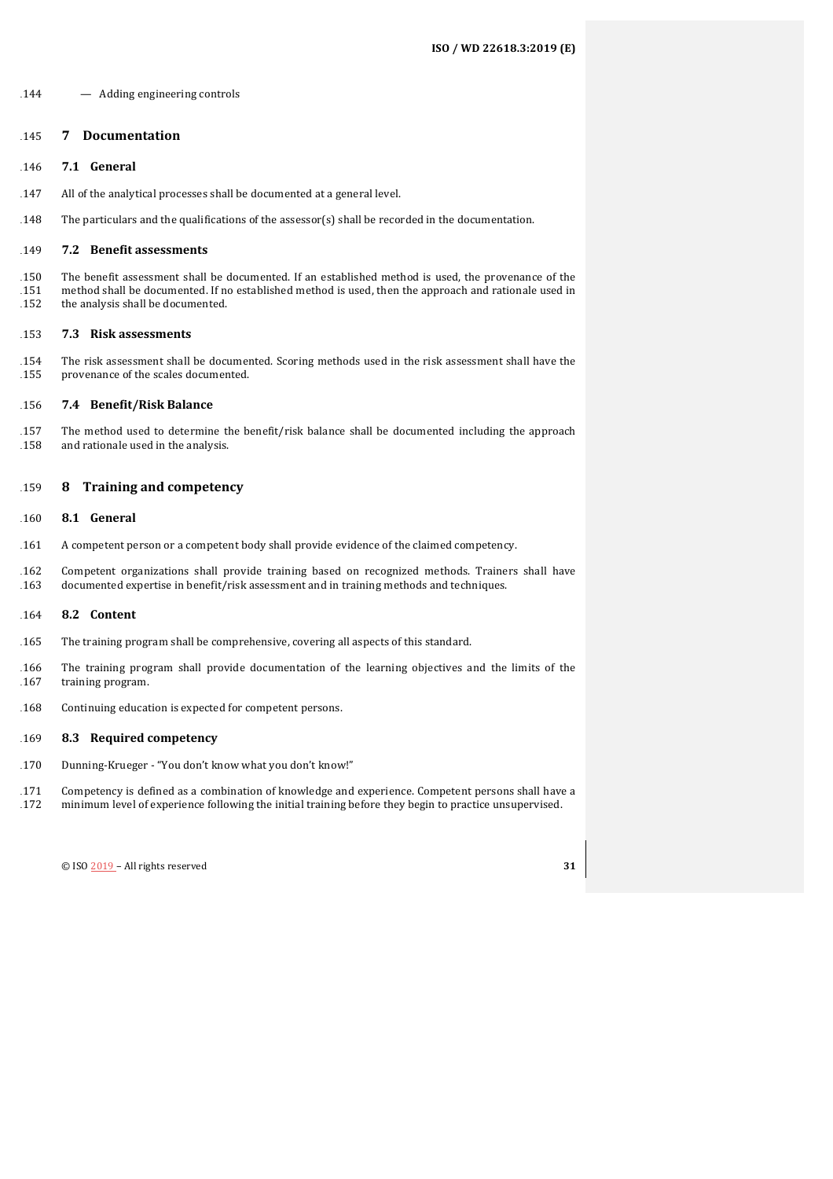— Adding engineering controls

# 7 Documentation

## 7.1 General

All of the analytical processes shall be documented at a general level.

The particulars and the qualifications of the assessor(s) shall be recorded in the documentation.

## 7.2 Benefit assessments

The benefit assessment shall be documented. If an established method is used, the provenance of the method shall be documented. If no established method is used, then the approach and rationale used in the analysis shall be documented.

## 7.3 Risk assessments

The risk assessment shall be documented. Scoring methods used in the risk assessment shall have the provenance of the scales documented.

## 7.4 Benefit/Risk Balance

The method used to determine the benefit/risk balance shall be documented including the approach and rationale used in the analysis.

# 8 Training and competency

## 8.1 General

A competent person or a competent body shall provide evidence of the claimed competency.

Competent organizations shall provide training based on recognized methods. Trainers shall have documented expertise in benefit/risk assessment and in training methods and techniques.

## 8.2 Content

The training program shall be comprehensive, covering all aspects of this standard.

The training program shall provide documentation of the learning objectives and the limits of the training program.

Continuing education is expected for competent persons.

## 8.3 Required competency

Dunning-Krueger - "You don't know what you don't know!"

Competency is defined as a combination of knowledge and experience. Competent persons shall have a minimum level of experience following the initial training before they begin to practice unsupervised.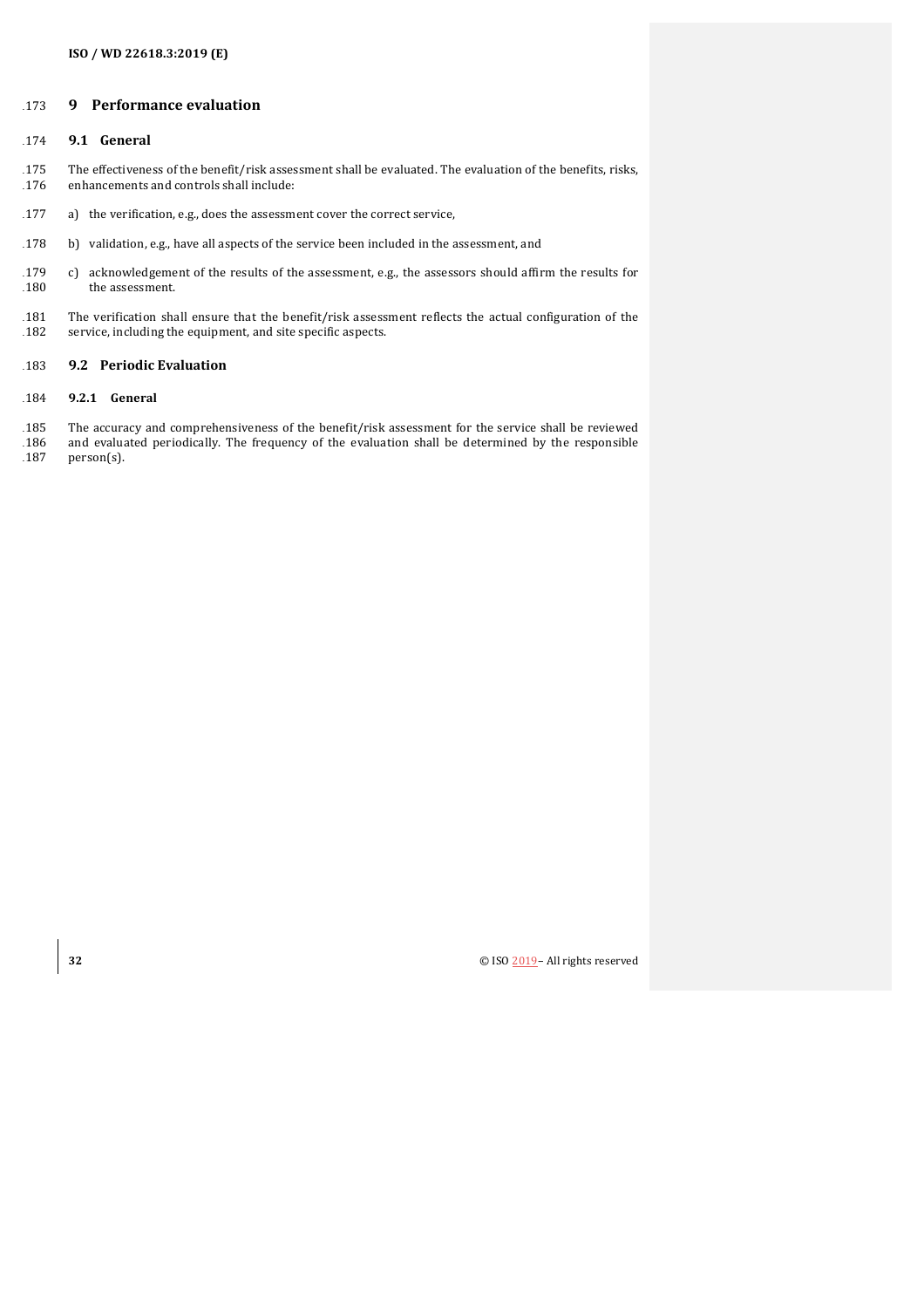# 9 Performance evaluation

## 9.1 General

The effectiveness of the benefit/risk assessment shall be evaluated. The evaluation of the benefits, risks, enhancements and controls shall include:

a) the verification, e.g., does the assessment cover the correct service,

b) validation, e.g., have all aspects of the service been included in the assessment, and

c) acknowledgement of the results of the assessment, e.g., the assessors should affirm the results for the assessment.

The verification shall ensure that the benefit/risk assessment reflects the actual configuration of the service, including the equipment, and site specific aspects.

## 9.2 Periodic Evaluation

### 9.2.1 General

The accuracy and comprehensiveness of the benefit/risk assessment for the service shall be reviewed and evaluated periodically. The frequency of the evaluation shall be determined by the responsible person(s).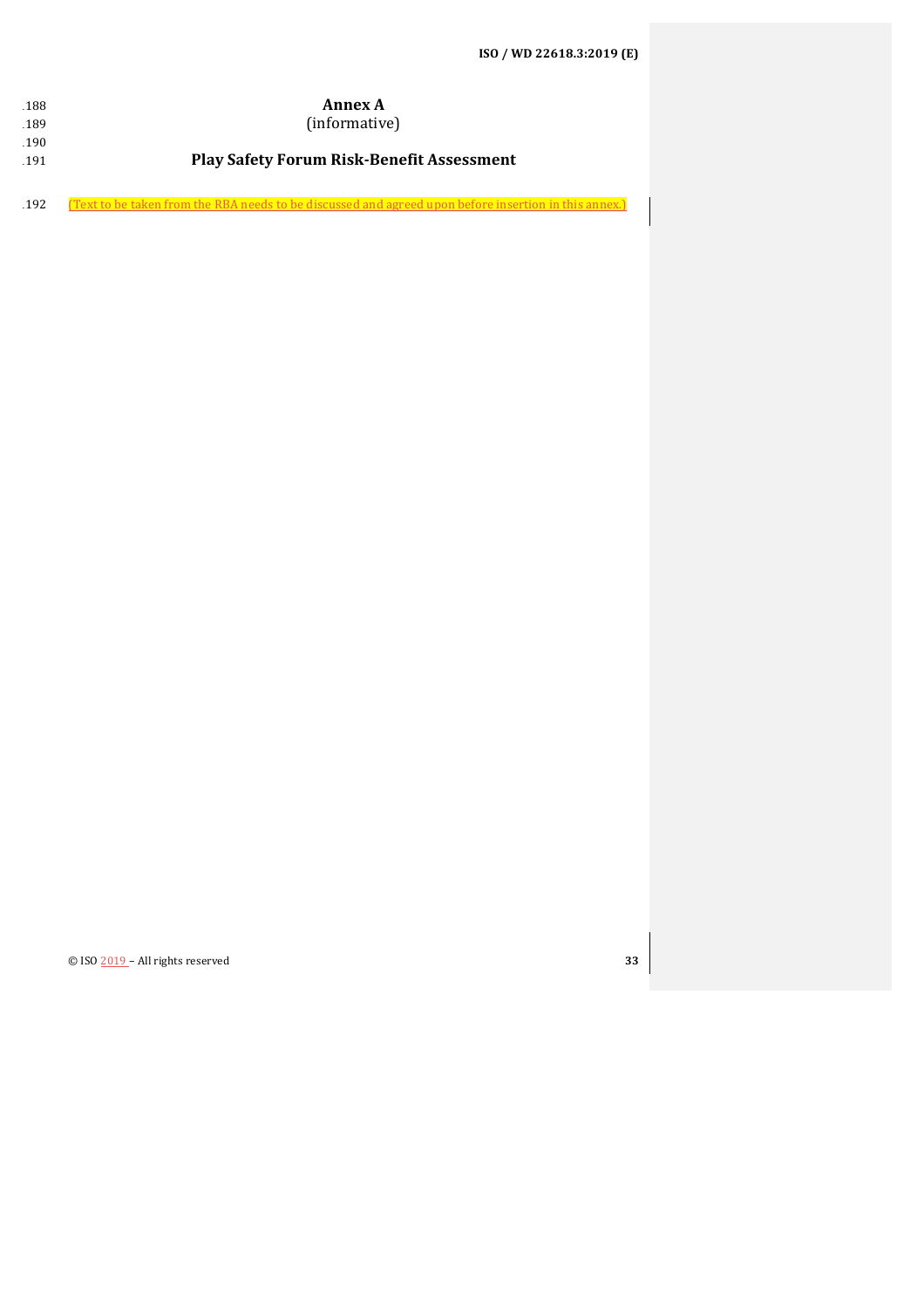# Annex A
(informative)

## Play Safety Forum Risk-Benefit Assessment

(Text to be taken from the RBA needs to be discussed and agreed upon before insertion in this annex.)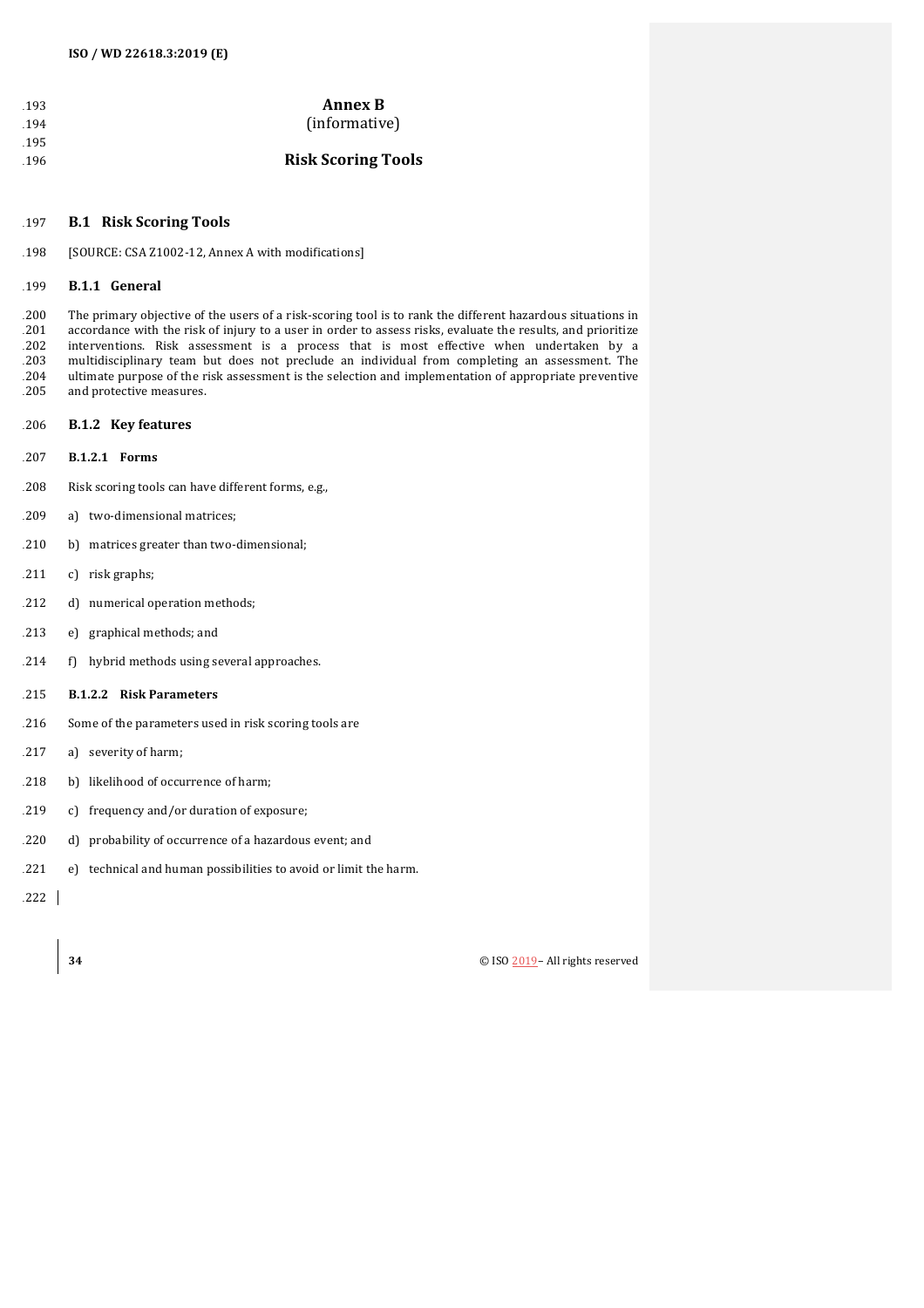# Annex B
(informative)

# Risk Scoring Tools

## B.1 Risk Scoring Tools

[SOURCE: CSA Z1002-12, Annex A with modifications]

### B.1.1 General

The primary objective of the users of a risk-scoring tool is to rank the different hazardous situations in accordance with the risk of injury to a user in order to assess risks, evaluate the results, and prioritize interventions. Risk assessment is a process that is most effective when undertaken by a multidisciplinary team but does not preclude an individual from completing an assessment. The ultimate purpose of the risk assessment is the selection and implementation of appropriate preventive and protective measures.

### B.1.2 Key features

#### B.1.2.1 Forms

Risk scoring tools can have different forms, e.g.,

a) two-dimensional matrices;

b) matrices greater than two-dimensional;

c) risk graphs;

d) numerical operation methods;

e) graphical methods; and

f) hybrid methods using several approaches.

#### B.1.2.2 Risk Parameters

Some of the parameters used in risk scoring tools are

a) severity of harm;

b) likelihood of occurrence of harm;

c) frequency and/or duration of exposure;

d) probability of occurrence of a hazardous event; and

e) technical and human possibilities to avoid or limit the harm.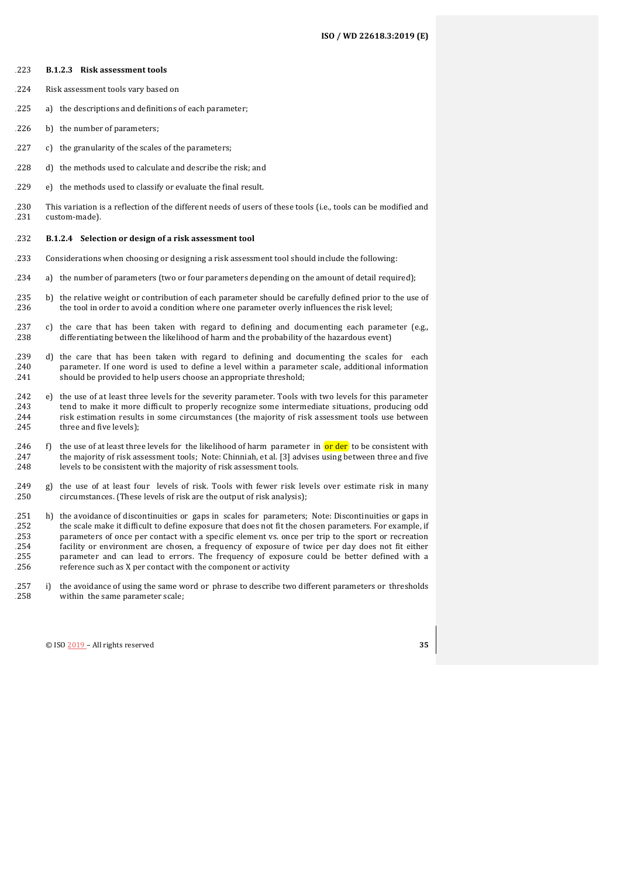### B.1.2.3 Risk assessment tools

Risk assessment tools vary based on

a) the descriptions and definitions of each parameter;

b) the number of parameters;

c) the granularity of the scales of the parameters;

d) the methods used to calculate and describe the risk; and

e) the methods used to classify or evaluate the final result.

This variation is a reflection of the different needs of users of these tools (i.e., tools can be modified and custom-made).

### B.1.2.4 Selection or design of a risk assessment tool

Considerations when choosing or designing a risk assessment tool should include the following:

a) the number of parameters (two or four parameters depending on the amount of detail required);

b) the relative weight or contribution of each parameter should be carefully defined prior to the use of the tool in order to avoid a condition where one parameter overly influences the risk level;

c) the care that has been taken with regard to defining and documenting each parameter (e.g., differentiating between the likelihood of harm and the probability of the hazardous event)

d) the care that has been taken with regard to defining and documenting the scales for each parameter. If one word is used to define a level within a parameter scale, additional information should be provided to help users choose an appropriate threshold;

e) the use of at least three levels for the severity parameter. Tools with two levels for this parameter tend to make it more difficult to properly recognize some intermediate situations, producing odd risk estimation results in some circumstances (the majority of risk assessment tools use between three and five levels);

f) the use of at least three levels for the likelihood of harm parameter in or der to be consistent with the majority of risk assessment tools; Note: Chinniah, et al. [3] advises using between three and five levels to be consistent with the majority of risk assessment tools.

g) the use of at least four levels of risk. Tools with fewer risk levels over estimate risk in many circumstances. (These levels of risk are the output of risk analysis);

h) the avoidance of discontinuities or gaps in scales for parameters; Note: Discontinuities or gaps in the scale make it difficult to define exposure that does not fit the chosen parameters. For example, if parameters of once per contact with a specific element vs. once per trip to the sport or recreation facility or environment are chosen, a frequency of exposure of twice per day does not fit either parameter and can lead to errors. The frequency of exposure could be better defined with a reference such as X per contact with the component or activity

i) the avoidance of using the same word or phrase to describe two different parameters or thresholds within the same parameter scale;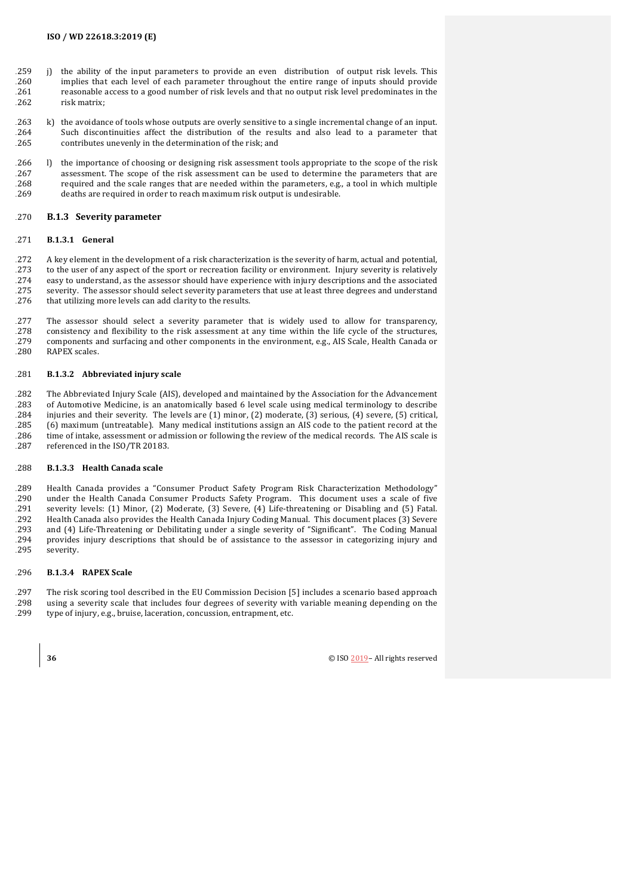j) the ability of the input parameters to provide an even distribution of output risk levels. This implies that each level of each parameter throughout the entire range of inputs should provide reasonable access to a good number of risk levels and that no output risk level predominates in the risk matrix;

k) the avoidance of tools whose outputs are overly sensitive to a single incremental change of an input. Such discontinuities affect the distribution of the results and also lead to a parameter that contributes unevenly in the determination of the risk; and

l) the importance of choosing or designing risk assessment tools appropriate to the scope of the risk assessment. The scope of the risk assessment can be used to determine the parameters that are required and the scale ranges that are needed within the parameters, e.g., a tool in which multiple deaths are required in order to reach maximum risk output is undesirable.

### B.1.3 Severity parameter

#### B.1.3.1 General

A key element in the development of a risk characterization is the severity of harm, actual and potential, to the user of any aspect of the sport or recreation facility or environment. Injury severity is relatively easy to understand, as the assessor should have experience with injury descriptions and the associated severity. The assessor should select severity parameters that use at least three degrees and understand that utilizing more levels can add clarity to the results.

The assessor should select a severity parameter that is widely used to allow for transparency, consistency and flexibility to the risk assessment at any time within the life cycle of the structures, components and surfacing and other components in the environment, e.g., AIS Scale, Health Canada or RAPEX scales.

#### B.1.3.2 Abbreviated injury scale

The Abbreviated Injury Scale (AIS), developed and maintained by the Association for the Advancement of Automotive Medicine, is an anatomically based 6 level scale using medical terminology to describe injuries and their severity. The levels are (1) minor, (2) moderate, (3) serious, (4) severe, (5) critical, (6) maximum (untreatable). Many medical institutions assign an AIS code to the patient record at the time of intake, assessment or admission or following the review of the medical records. The AIS scale is referenced in the ISO/TR 20183.

#### B.1.3.3 Health Canada scale

Health Canada provides a "Consumer Product Safety Program Risk Characterization Methodology" under the Health Canada Consumer Products Safety Program. This document uses a scale of five severity levels: (1) Minor, (2) Moderate, (3) Severe, (4) Life-threatening or Disabling and (5) Fatal. Health Canada also provides the Health Canada Injury Coding Manual. This document places (3) Severe and (4) Life-Threatening or Debilitating under a single severity of "Significant". The Coding Manual provides injury descriptions that should be of assistance to the assessor in categorizing injury and severity.

#### B.1.3.4 RAPEX Scale

The risk scoring tool described in the EU Commission Decision [5] includes a scenario based approach using a severity scale that includes four degrees of severity with variable meaning depending on the type of injury, e.g., bruise, laceration, concussion, entrapment, etc.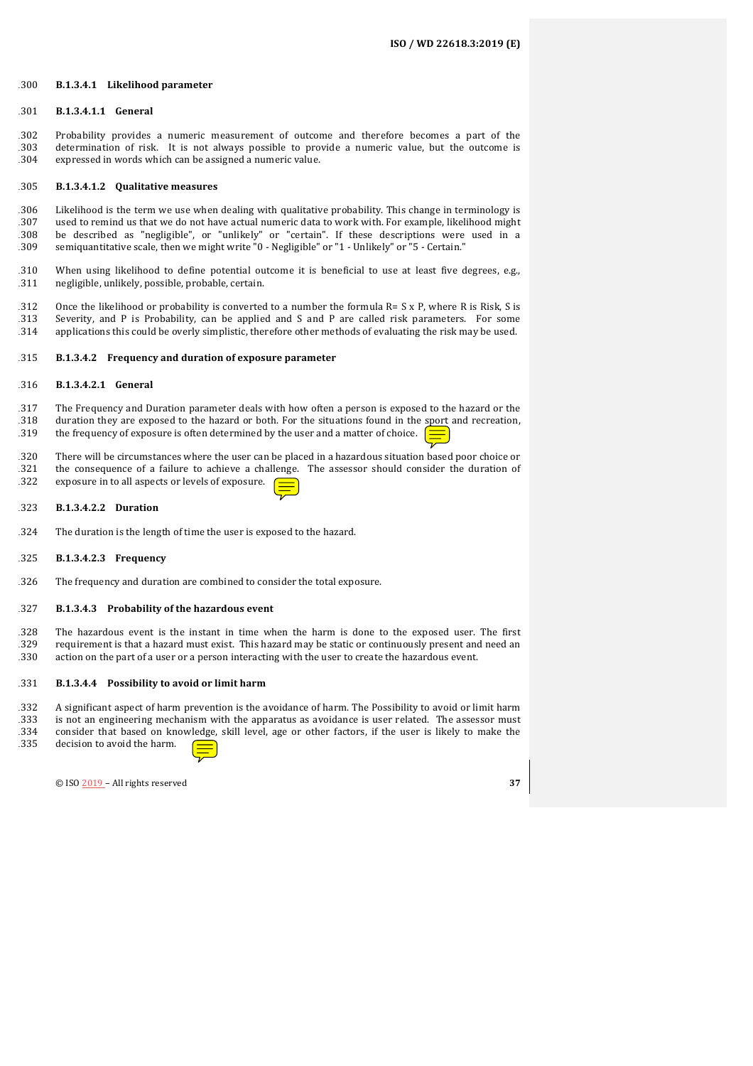#### B.1.3.4.1 Likelihood parameter

##### B.1.3.4.1.1 General

Probability provides a numeric measurement of outcome and therefore becomes a part of the determination of risk. It is not always possible to provide a numeric value, but the outcome is expressed in words which can be assigned a numeric value.

##### B.1.3.4.1.2 Qualitative measures

Likelihood is the term we use when dealing with qualitative probability. This change in terminology is used to remind us that we do not have actual numeric data to work with. For example, likelihood might be described as "negligible", or "unlikely" or "certain". If these descriptions were used in a semiquantitative scale, then we might write "0 - Negligible" or "1 - Unlikely" or "5 - Certain."

When using likelihood to define potential outcome it is beneficial to use at least five degrees, e.g., negligible, unlikely, possible, probable, certain.

Once the likelihood or probability is converted to a number the formula $R = S \times P$, where R is Risk, S is Severity, and P is Probability, can be applied and S and P are called risk parameters. For some applications this could be overly simplistic, therefore other methods of evaluating the risk may be used.

#### B.1.3.4.2 Frequency and duration of exposure parameter

##### B.1.3.4.2.1 General

The Frequency and Duration parameter deals with how often a person is exposed to the hazard or the duration they are exposed to the hazard or both. For the situations found in the sport and recreation, the frequency of exposure is often determined by the user and a matter of choice.

There will be circumstances where the user can be placed in a hazardous situation based poor choice or the consequence of a failure to achieve a challenge. The assessor should consider the duration of exposure in to all aspects or levels of exposure.

##### B.1.3.4.2.2 Duration

The duration is the length of time the user is exposed to the hazard.

##### B.1.3.4.2.3 Frequency

The frequency and duration are combined to consider the total exposure.

#### B.1.3.4.3 Probability of the hazardous event

The hazardous event is the instant in time when the harm is done to the exposed user. The first requirement is that a hazard must exist. This hazard may be static or continuously present and need an action on the part of a user or a person interacting with the user to create the hazardous event.

#### B.1.3.4.4 Possibility to avoid or limit harm

A significant aspect of harm prevention is the avoidance of harm. The Possibility to avoid or limit harm is not an engineering mechanism with the apparatus as avoidance is user related. The assessor must consider that based on knowledge, skill level, age or other factors, if the user is likely to make the decision to avoid the harm.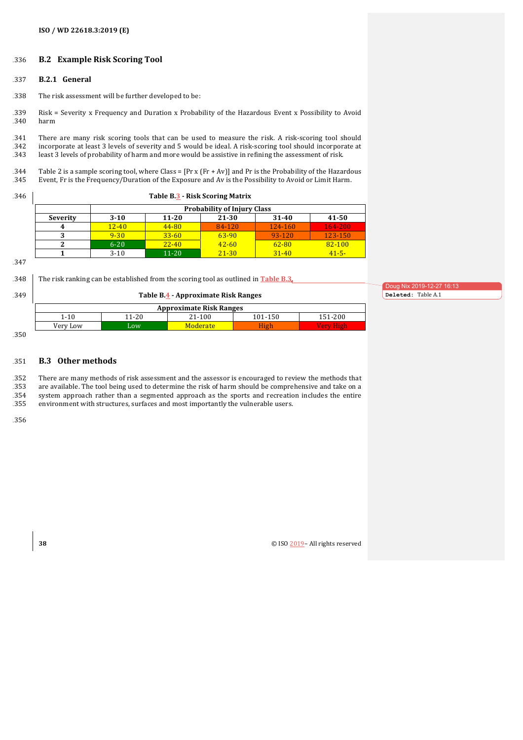## B.2 Example Risk Scoring Tool

### B.2.1 General

The risk assessment will be further developed to be:

Risk = Severity x Frequency and Duration x Probability of the Hazardous Event x Possibility to Avoid harm

There are many risk scoring tools that can be used to measure the risk. A risk-scoring tool should incorporate at least 3 levels of severity and 5 would be ideal. A risk-scoring tool should incorporate at least 3 levels of probability of harm and more would be assistive in refining the assessment of risk.

Table 2 is a sample scoring tool, where Class = [Pr x (Fr + Av)] and Pr is the Probability of the Hazardous Event, Fr is the Frequency/Duration of the Exposure and Av is the Possibility to Avoid or Limit Harm.

**Table B.3 - Risk Scoring Matrix**

| | Probability of Injury Class | | | | |
|---|---|---|---|---|---|
| **Severity** | **3-10** | **11-20** | **21-30** | **31-40** | **41-50** |
| **4** | 12-40 | 44-80 | 84-120 | 124-160 | 164-200 |
| **3** | 9-30 | 33-60 | 63-90 | 93-120 | 123-150 |
| **2** | 6-20 | 22-40 | 42-60 | 62-80 | 82-100 |
| **1** | 3-10 | 11-20 | 21-30 | 31-40 | 41-5- |

The risk ranking can be established from the scoring tool as outlined in Table B.3.

**Table B.4 - Approximate Risk Ranges**

| Approximate Risk Ranges | | | | |
|---|---|---|---|---|
| 1-10 | 11-20 | 21-100 | 101-150 | 151-200 |
| Very Low | Low | Moderate | High | Very High |

## B.3 Other methods

There are many methods of risk assessment and the assessor is encouraged to review the methods that are available. The tool being used to determine the risk of harm should be comprehensive and take on a system approach rather than a segmented approach as the sports and recreation includes the entire environment with structures, surfaces and most importantly the vulnerable users.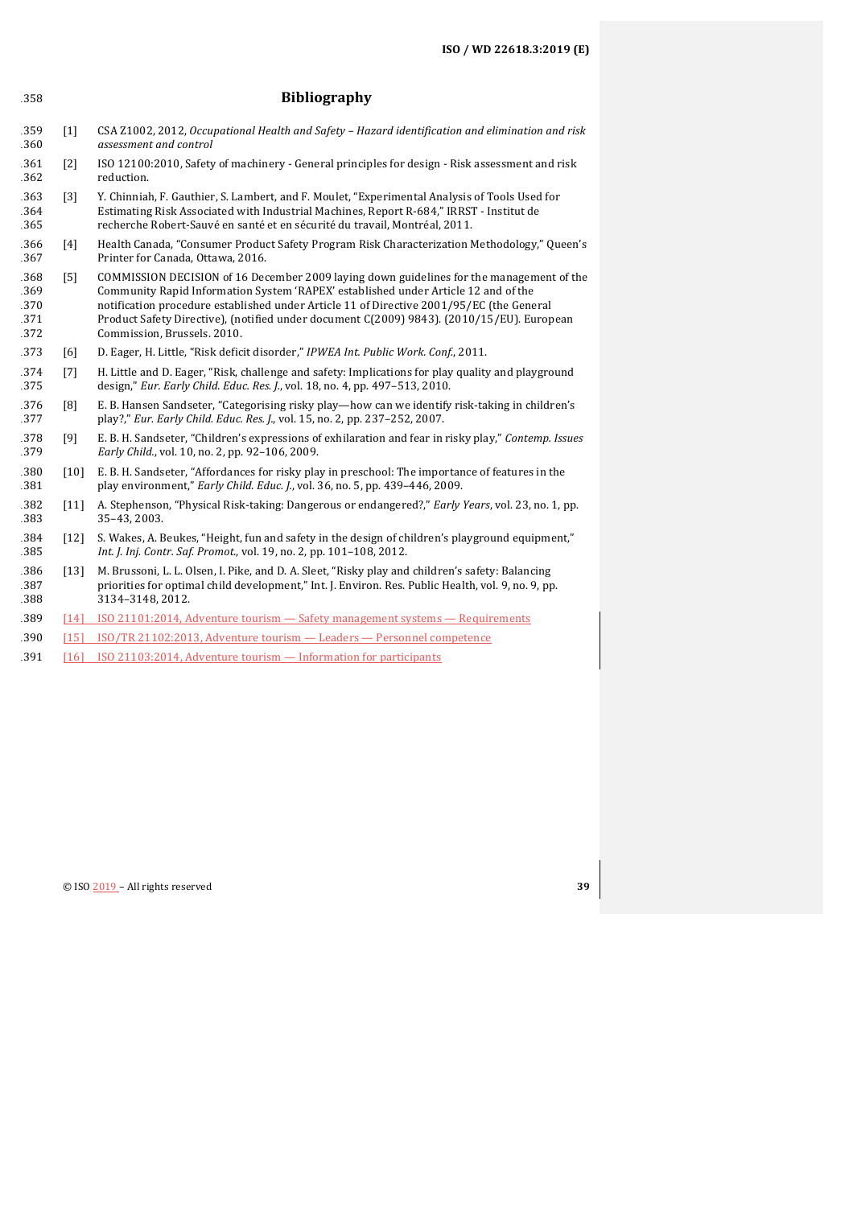# Bibliography

[1] CSA Z1002, 2012, *Occupational Health and Safety – Hazard identification and elimination and risk assessment and control*

[2] ISO 12100:2010, Safety of machinery - General principles for design - Risk assessment and risk reduction.

[3] Y. Chinniah, F. Gauthier, S. Lambert, and F. Moulet, "Experimental Analysis of Tools Used for Estimating Risk Associated with Industrial Machines, Report R-684," IRRST - Institut de recherche Robert-Sauvé en santé et en sécurité du travail, Montréal, 2011.

[4] Health Canada, "Consumer Product Safety Program Risk Characterization Methodology," Queen's Printer for Canada, Ottawa, 2016.

[5] COMMISSION DECISION of 16 December 2009 laying down guidelines for the management of the Community Rapid Information System 'RAPEX' established under Article 12 and of the notification procedure established under Article 11 of Directive 2001/95/EC (the General Product Safety Directive), (notified under document C(2009) 9843). (2010/15/EU). European Commission, Brussels. 2010.

[6] D. Eager, H. Little, "Risk deficit disorder," *IPWEA Int. Public Work. Conf.*, 2011.

[7] H. Little and D. Eager, "Risk, challenge and safety: Implications for play quality and playground design," *Eur. Early Child. Educ. Res. J.*, vol. 18, no. 4, pp. 497–513, 2010.

[8] E. B. Hansen Sandseter, "Categorising risky play—how can we identify risk-taking in children's play?," *Eur. Early Child. Educ. Res. J.*, vol. 15, no. 2, pp. 237–252, 2007.

[9] E. B. H. Sandseter, "Children's expressions of exhilaration and fear in risky play," *Contemp. Issues Early Child.*, vol. 10, no. 2, pp. 92–106, 2009.

[10] E. B. H. Sandseter, "Affordances for risky play in preschool: The importance of features in the play environment," *Early Child. Educ. J.*, vol. 36, no. 5, pp. 439–446, 2009.

[11] A. Stephenson, "Physical Risk-taking: Dangerous or endangered?," *Early Years*, vol. 23, no. 1, pp. 35–43, 2003.

[12] S. Wakes, A. Beukes, "Height, fun and safety in the design of children's playground equipment," *Int. J. Inj. Contr. Saf. Promot.*, vol. 19, no. 2, pp. 101–108, 2012.

[13] M. Brussoni, L. L. Olsen, I. Pike, and D. A. Sleet, "Risky play and children's safety: Balancing priorities for optimal child development," Int. J. Environ. Res. Public Health, vol. 9, no. 9, pp. 3134–3148, 2012.

[14] ISO 21101:2014, Adventure tourism — Safety management systems — Requirements

[15] ISO/TR 21102:2013, Adventure tourism — Leaders — Personnel competence

[16] ISO 21103:2014, Adventure tourism — Information for participants